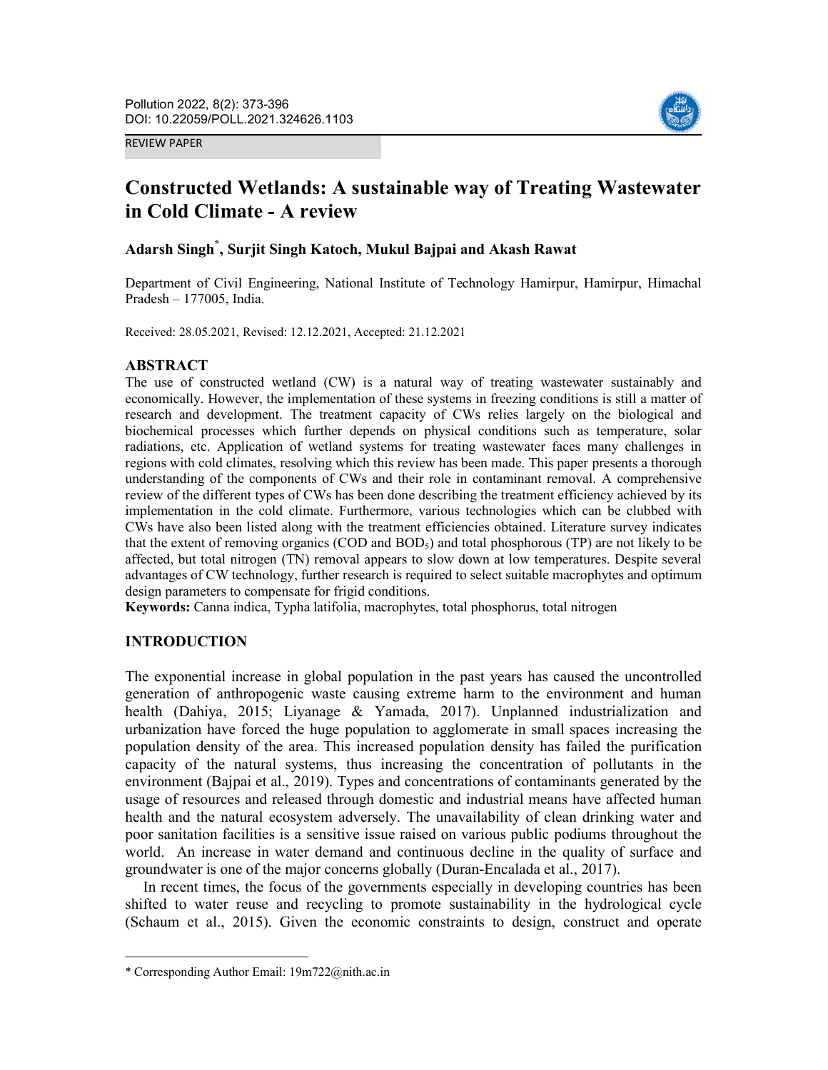REVIEW PAPER

# Constructed Wetlands: A sustainable way of Treating Wastewater in Cold Climate - A review

**Adarsh Singh*, Surjit Singh Katoch, Mukul Bajpai and Akash Rawat**

Department of Civil Engineering, National Institute of Technology Hamirpur, Hamirpur, Himachal Pradesh – 177005, India.

Received: 28.05.2021, Revised: 12.12.2021, Accepted: 21.12.2021

## ABSTRACT

The use of constructed wetland (CW) is a natural way of treating wastewater sustainably and economically. However, the implementation of these systems in freezing conditions is still a matter of research and development. The treatment capacity of CWs relies largely on the biological and biochemical processes which further depends on physical conditions such as temperature, solar radiations, etc. Application of wetland systems for treating wastewater faces many challenges in regions with cold climates, resolving which this review has been made. This paper presents a thorough understanding of the components of CWs and their role in contaminant removal. A comprehensive review of the different types of CWs has been done describing the treatment efficiency achieved by its implementation in the cold climate. Furthermore, various technologies which can be clubbed with CWs have also been listed along with the treatment efficiencies obtained. Literature survey indicates that the extent of removing organics (COD and $BOD_5$) and total phosphorous (TP) are not likely to be affected, but total nitrogen (TN) removal appears to slow down at low temperatures. Despite several advantages of CW technology, further research is required to select suitable macrophytes and optimum design parameters to compensate for frigid conditions.

**Keywords:** Canna indica, Typha latifolia, macrophytes, total phosphorus, total nitrogen

## INTRODUCTION

The exponential increase in global population in the past years has caused the uncontrolled generation of anthropogenic waste causing extreme harm to the environment and human health (Dahiya, 2015; Liyanage & Yamada, 2017). Unplanned industrialization and urbanization have forced the huge population to agglomerate in small spaces increasing the population density of the area. This increased population density has failed the purification capacity of the natural systems, thus increasing the concentration of pollutants in the environment (Bajpai et al., 2019). Types and concentrations of contaminants generated by the usage of resources and released through domestic and industrial means have affected human health and the natural ecosystem adversely. The unavailability of clean drinking water and poor sanitation facilities is a sensitive issue raised on various public podiums throughout the world. An increase in water demand and continuous decline in the quality of surface and groundwater is one of the major concerns globally (Duran-Encalada et al., 2017).

In recent times, the focus of the governments especially in developing countries has been shifted to water reuse and recycling to promote sustainability in the hydrological cycle (Schaum et al., 2015). Given the economic constraints to design, construct and operate

* Corresponding Author Email: 19m722@nith.ac.in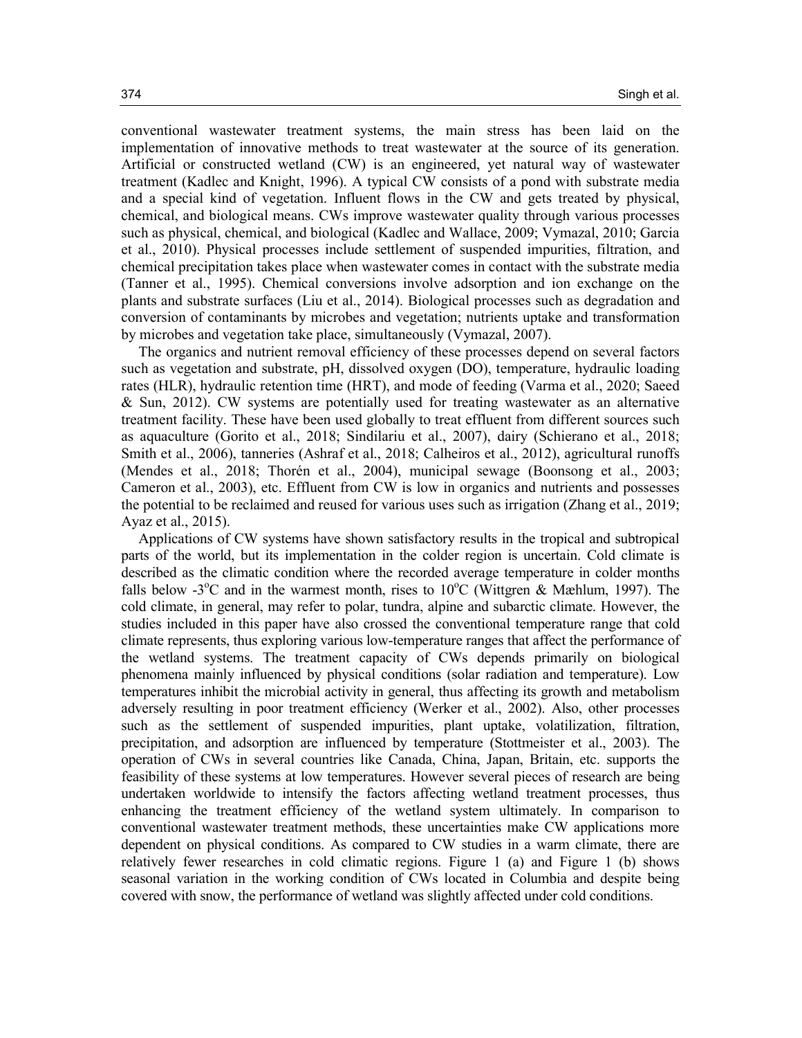conventional wastewater treatment systems, the main stress has been laid on the implementation of innovative methods to treat wastewater at the source of its generation. Artificial or constructed wetland (CW) is an engineered, yet natural way of wastewater treatment (Kadlec and Knight, 1996). A typical CW consists of a pond with substrate media and a special kind of vegetation. Influent flows in the CW and gets treated by physical, chemical, and biological means. CWs improve wastewater quality through various processes such as physical, chemical, and biological (Kadlec and Wallace, 2009; Vymazal, 2010; Garcia et al., 2010). Physical processes include settlement of suspended impurities, filtration, and chemical precipitation takes place when wastewater comes in contact with the substrate media (Tanner et al., 1995). Chemical conversions involve adsorption and ion exchange on the plants and substrate surfaces (Liu et al., 2014). Biological processes such as degradation and conversion of contaminants by microbes and vegetation; nutrients uptake and transformation by microbes and vegetation take place, simultaneously (Vymazal, 2007).

The organics and nutrient removal efficiency of these processes depend on several factors such as vegetation and substrate, pH, dissolved oxygen (DO), temperature, hydraulic loading rates (HLR), hydraulic retention time (HRT), and mode of feeding (Varma et al., 2020; Saeed & Sun, 2012). CW systems are potentially used for treating wastewater as an alternative treatment facility. These have been used globally to treat effluent from different sources such as aquaculture (Gorito et al., 2018; Sindilariu et al., 2007), dairy (Schierano et al., 2018; Smith et al., 2006), tanneries (Ashraf et al., 2018; Calheiros et al., 2012), agricultural runoffs (Mendes et al., 2018; Thorén et al., 2004), municipal sewage (Boonsong et al., 2003; Cameron et al., 2003), etc. Effluent from CW is low in organics and nutrients and possesses the potential to be reclaimed and reused for various uses such as irrigation (Zhang et al., 2019; Ayaz et al., 2015).

Applications of CW systems have shown satisfactory results in the tropical and subtropical parts of the world, but its implementation in the colder region is uncertain. Cold climate is described as the climatic condition where the recorded average temperature in colder months falls below -3$^o$C and in the warmest month, rises to 10$^o$C (Wittgren & Mæhlum, 1997). The cold climate, in general, may refer to polar, tundra, alpine and subarctic climate. However, the studies included in this paper have also crossed the conventional temperature range that cold climate represents, thus exploring various low-temperature ranges that affect the performance of the wetland systems. The treatment capacity of CWs depends primarily on biological phenomena mainly influenced by physical conditions (solar radiation and temperature). Low temperatures inhibit the microbial activity in general, thus affecting its growth and metabolism adversely resulting in poor treatment efficiency (Werker et al., 2002). Also, other processes such as the settlement of suspended impurities, plant uptake, volatilization, filtration, precipitation, and adsorption are influenced by temperature (Stottmeister et al., 2003). The operation of CWs in several countries like Canada, China, Japan, Britain, etc. supports the feasibility of these systems at low temperatures. However several pieces of research are being undertaken worldwide to intensify the factors affecting wetland treatment processes, thus enhancing the treatment efficiency of the wetland system ultimately. In comparison to conventional wastewater treatment methods, these uncertainties make CW applications more dependent on physical conditions. As compared to CW studies in a warm climate, there are relatively fewer researches in cold climatic regions. Figure 1 (a) and Figure 1 (b) shows seasonal variation in the working condition of CWs located in Columbia and despite being covered with snow, the performance of wetland was slightly affected under cold conditions.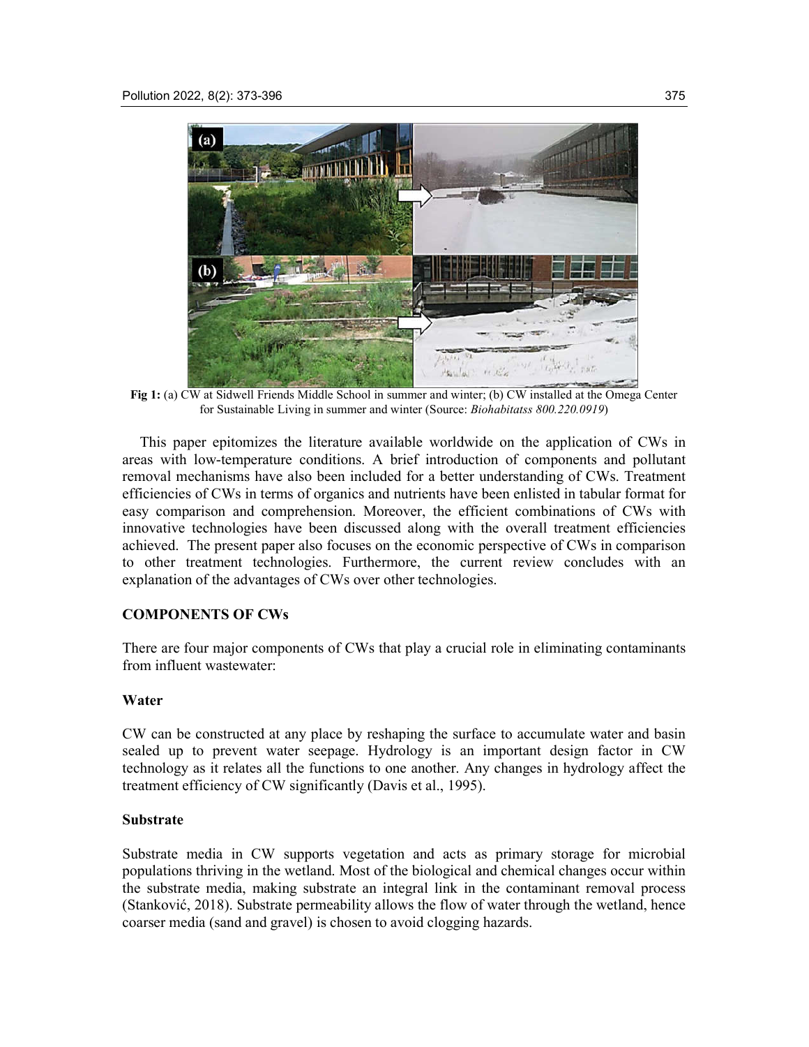**Fig 1:** (a) CW at Sidwell Friends Middle School in summer and winter; (b) CW installed at the Omega Center for Sustainable Living in summer and winter (Source: *Biohabitatss 800.220.0919*)

This paper epitomizes the literature available worldwide on the application of CWs in areas with low-temperature conditions. A brief introduction of components and pollutant removal mechanisms have also been included for a better understanding of CWs. Treatment efficiencies of CWs in terms of organics and nutrients have been enlisted in tabular format for easy comparison and comprehension. Moreover, the efficient combinations of CWs with innovative technologies have been discussed along with the overall treatment efficiencies achieved. The present paper also focuses on the economic perspective of CWs in comparison to other treatment technologies. Furthermore, the current review concludes with an explanation of the advantages of CWs over other technologies.

## COMPONENTS OF CWs

There are four major components of CWs that play a crucial role in eliminating contaminants from influent wastewater:

### Water

CW can be constructed at any place by reshaping the surface to accumulate water and basin sealed up to prevent water seepage. Hydrology is an important design factor in CW technology as it relates all the functions to one another. Any changes in hydrology affect the treatment efficiency of CW significantly (Davis et al., 1995).

### Substrate

Substrate media in CW supports vegetation and acts as primary storage for microbial populations thriving in the wetland. Most of the biological and chemical changes occur within the substrate media, making substrate an integral link in the contaminant removal process (Stanković, 2018). Substrate permeability allows the flow of water through the wetland, hence coarser media (sand and gravel) is chosen to avoid clogging hazards.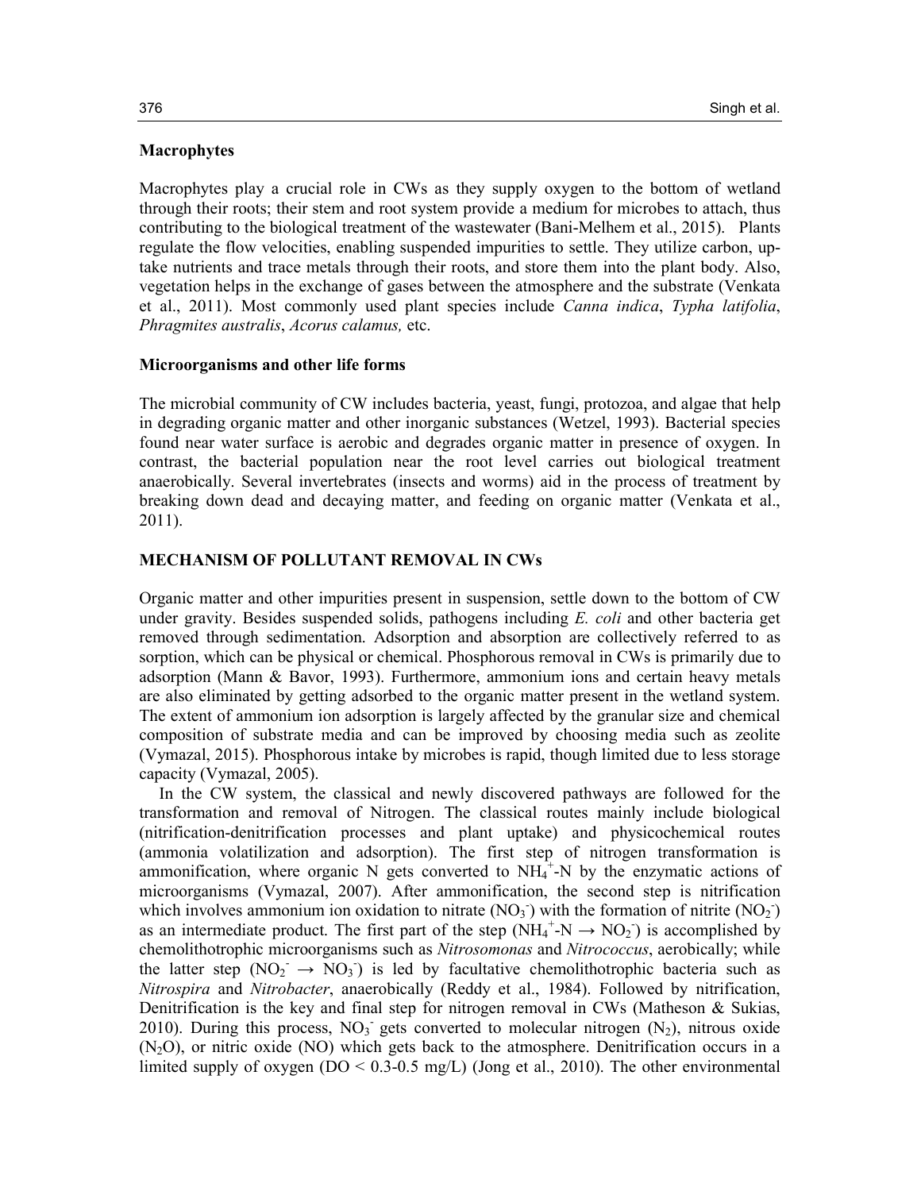### Macrophytes

Macrophytes play a crucial role in CWs as they supply oxygen to the bottom of wetland through their roots; their stem and root system provide a medium for microbes to attach, thus contributing to the biological treatment of the wastewater (Bani-Melhem et al., 2015). Plants regulate the flow velocities, enabling suspended impurities to settle. They utilize carbon, uptake nutrients and trace metals through their roots, and store them into the plant body. Also, vegetation helps in the exchange of gases between the atmosphere and the substrate (Venkata et al., 2011). Most commonly used plant species include *Canna indica*, *Typha latifolia*, *Phragmites australis*, *Acorus calamus,* etc.

### Microorganisms and other life forms

The microbial community of CW includes bacteria, yeast, fungi, protozoa, and algae that help in degrading organic matter and other inorganic substances (Wetzel, 1993). Bacterial species found near water surface is aerobic and degrades organic matter in presence of oxygen. In contrast, the bacterial population near the root level carries out biological treatment anaerobically. Several invertebrates (insects and worms) aid in the process of treatment by breaking down dead and decaying matter, and feeding on organic matter (Venkata et al., 2011).

## MECHANISM OF POLLUTANT REMOVAL IN CWs

Organic matter and other impurities present in suspension, settle down to the bottom of CW under gravity. Besides suspended solids, pathogens including *E. coli* and other bacteria get removed through sedimentation. Adsorption and absorption are collectively referred to as sorption, which can be physical or chemical. Phosphorous removal in CWs is primarily due to adsorption (Mann & Bavor, 1993). Furthermore, ammonium ions and certain heavy metals are also eliminated by getting adsorbed to the organic matter present in the wetland system. The extent of ammonium ion adsorption is largely affected by the granular size and chemical composition of substrate media and can be improved by choosing media such as zeolite (Vymazal, 2015). Phosphorous intake by microbes is rapid, though limited due to less storage capacity (Vymazal, 2005).

In the CW system, the classical and newly discovered pathways are followed for the transformation and removal of Nitrogen. The classical routes mainly include biological (nitrification-denitrification processes and plant uptake) and physicochemical routes (ammonia volatilization and adsorption). The first step of nitrogen transformation is ammonification, where organic N gets converted to $NH_4^+$-N by the enzymatic actions of microorganisms (Vymazal, 2007). After ammonification, the second step is nitrification which involves ammonium ion oxidation to nitrate ($NO_3^-$) with the formation of nitrite ($NO_2^-$) as an intermediate product. The first part of the step ($NH_4^+$-N $\rightarrow$ $NO_2^-$) is accomplished by chemolithotrophic microorganisms such as *Nitrosomonas* and *Nitrococcus*, aerobically; while the latter step ($NO_2^- \rightarrow NO_3^-$) is led by facultative chemolithotrophic bacteria such as *Nitrospira* and *Nitrobacter*, anaerobically (Reddy et al., 1984). Followed by nitrification, Denitrification is the key and final step for nitrogen removal in CWs (Matheson & Sukias, 2010). During this process, $NO_3^-$ gets converted to molecular nitrogen ($N_2$), nitrous oxide ($N_2O$), or nitric oxide (NO) which gets back to the atmosphere. Denitrification occurs in a limited supply of oxygen (DO < 0.3-0.5 mg/L) (Jong et al., 2010). The other environmental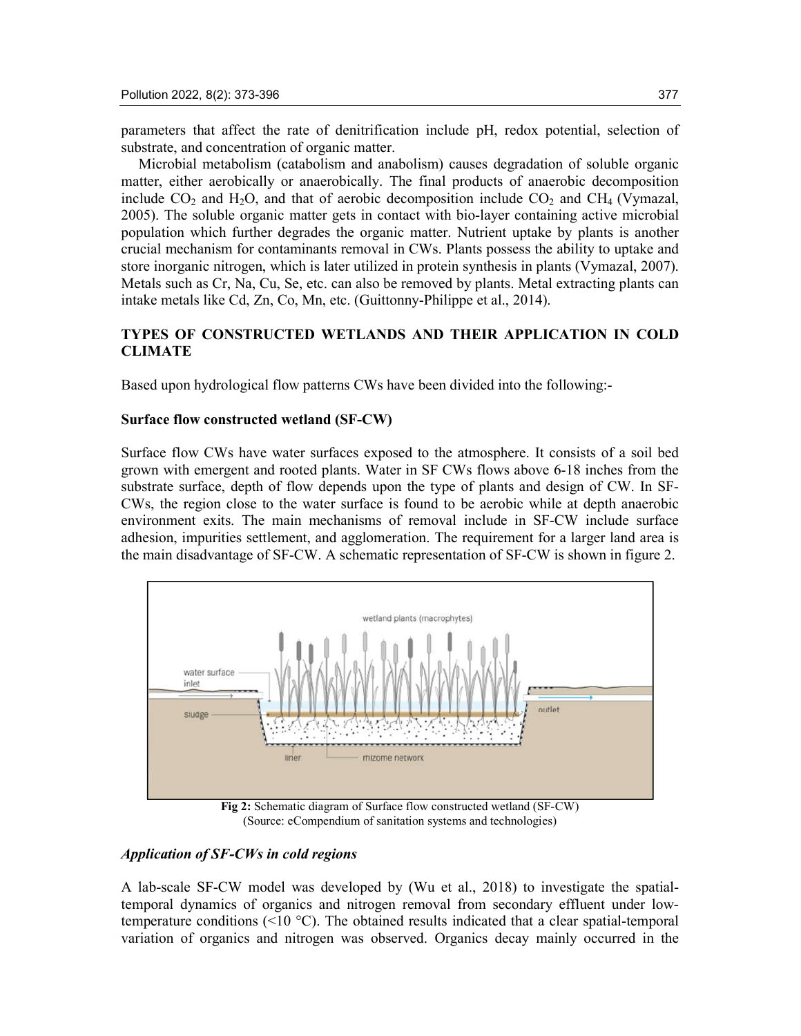parameters that affect the rate of denitrification include pH, redox potential, selection of substrate, and concentration of organic matter.

Microbial metabolism (catabolism and anabolism) causes degradation of soluble organic matter, either aerobically or anaerobically. The final products of anaerobic decomposition include $CO_2$ and $H_2O$, and that of aerobic decomposition include $CO_2$ and $CH_4$ (Vymazal, 2005). The soluble organic matter gets in contact with bio-layer containing active microbial population which further degrades the organic matter. Nutrient uptake by plants is another crucial mechanism for contaminants removal in CWs. Plants possess the ability to uptake and store inorganic nitrogen, which is later utilized in protein synthesis in plants (Vymazal, 2007). Metals such as Cr, Na, Cu, Se, etc. can also be removed by plants. Metal extracting plants can intake metals like Cd, Zn, Co, Mn, etc. (Guittonny-Philippe et al., 2014).

## TYPES OF CONSTRUCTED WETLANDS AND THEIR APPLICATION IN COLD CLIMATE

Based upon hydrological flow patterns CWs have been divided into the following:-

### Surface flow constructed wetland (SF-CW)

Surface flow CWs have water surfaces exposed to the atmosphere. It consists of a soil bed grown with emergent and rooted plants. Water in SF CWs flows above 6-18 inches from the substrate surface, depth of flow depends upon the type of plants and design of CW. In SF-CWs, the region close to the water surface is found to be aerobic while at depth anaerobic environment exits. The main mechanisms of removal include in SF-CW include surface adhesion, impurities settlement, and agglomeration. The requirement for a larger land area is the main disadvantage of SF-CW. A schematic representation of SF-CW is shown in figure 2.

wetland plants (macrophytes)
water surface
inlet
sludge
outlet
liner
rhizome network

**Fig 2:** Schematic diagram of Surface flow constructed wetland (SF-CW)
(Source: eCompendium of sanitation systems and technologies)

#### *Application of SF-CWs in cold regions*

A lab-scale SF-CW model was developed by (Wu et al., 2018) to investigate the spatial-temporal dynamics of organics and nitrogen removal from secondary effluent under low-temperature conditions (<10 °C). The obtained results indicated that a clear spatial-temporal variation of organics and nitrogen was observed. Organics decay mainly occurred in the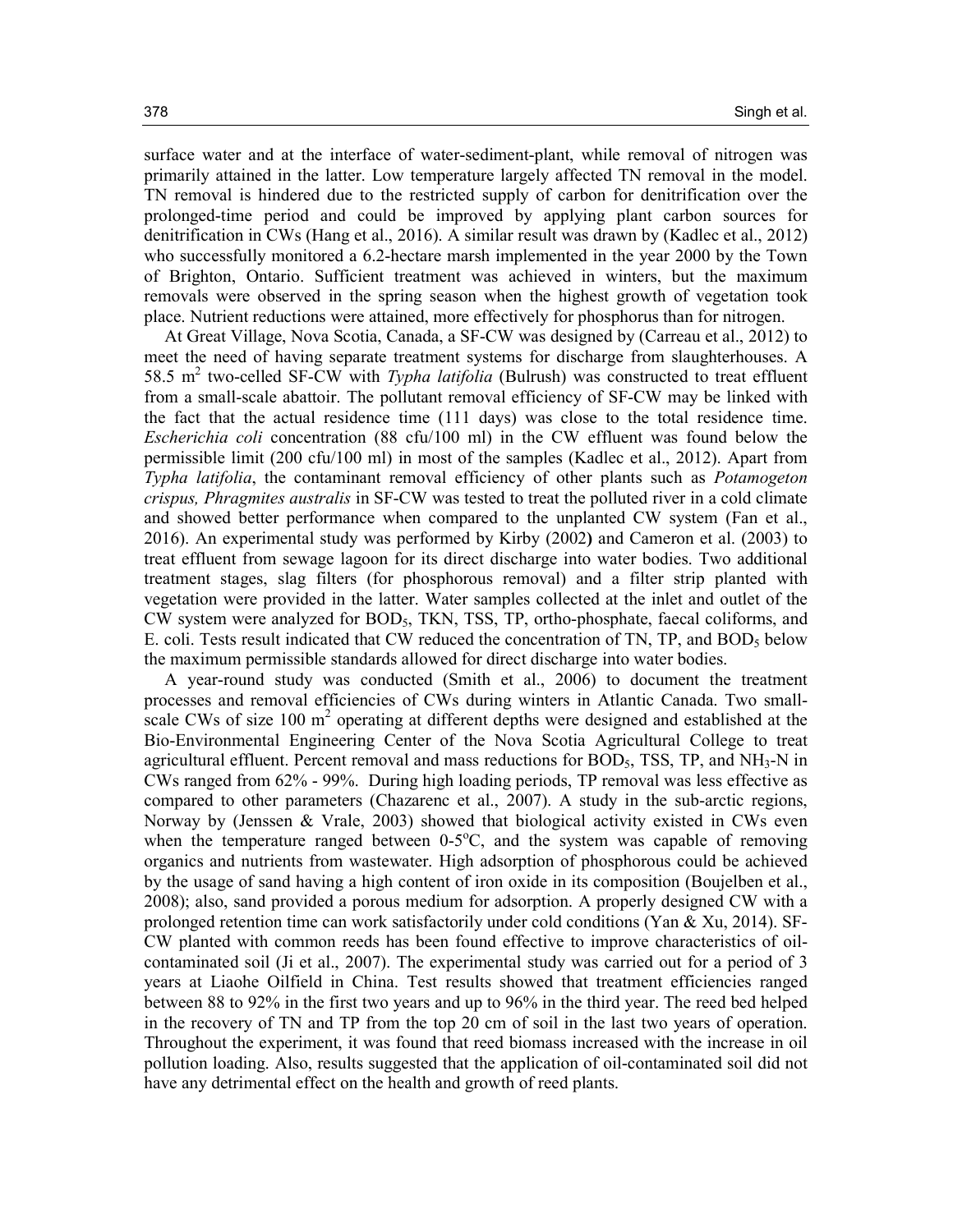surface water and at the interface of water-sediment-plant, while removal of nitrogen was primarily attained in the latter. Low temperature largely affected TN removal in the model. TN removal is hindered due to the restricted supply of carbon for denitrification over the prolonged-time period and could be improved by applying plant carbon sources for denitrification in CWs (Hang et al., 2016). A similar result was drawn by (Kadlec et al., 2012) who successfully monitored a 6.2-hectare marsh implemented in the year 2000 by the Town of Brighton, Ontario. Sufficient treatment was achieved in winters, but the maximum removals were observed in the spring season when the highest growth of vegetation took place. Nutrient reductions were attained, more effectively for phosphorus than for nitrogen.

At Great Village, Nova Scotia, Canada, a SF-CW was designed by (Carreau et al., 2012) to meet the need of having separate treatment systems for discharge from slaughterhouses. A 58.5 $m^2$ two-celled SF-CW with *Typha latifolia* (Bulrush) was constructed to treat effluent from a small-scale abattoir. The pollutant removal efficiency of SF-CW may be linked with the fact that the actual residence time (111 days) was close to the total residence time. *Escherichia coli* concentration (88 cfu/100 ml) in the CW effluent was found below the permissible limit (200 cfu/100 ml) in most of the samples (Kadlec et al., 2012). Apart from *Typha latifolia*, the contaminant removal efficiency of other plants such as *Potamogeton crispus, Phragmites australis* in SF-CW was tested to treat the polluted river in a cold climate and showed better performance when compared to the unplanted CW system (Fan et al., 2016). An experimental study was performed by Kirby (2002**)** and Cameron et al. (2003) to treat effluent from sewage lagoon for its direct discharge into water bodies. Two additional treatment stages, slag filters (for phosphorous removal) and a filter strip planted with vegetation were provided in the latter. Water samples collected at the inlet and outlet of the CW system were analyzed for $BOD_5$, TKN, TSS, TP, ortho-phosphate, faecal coliforms, and E. coli. Tests result indicated that CW reduced the concentration of TN, TP, and $BOD_5$ below the maximum permissible standards allowed for direct discharge into water bodies.

A year-round study was conducted (Smith et al., 2006) to document the treatment processes and removal efficiencies of CWs during winters in Atlantic Canada. Two small-scale CWs of size 100 $m^2$ operating at different depths were designed and established at the Bio-Environmental Engineering Center of the Nova Scotia Agricultural College to treat agricultural effluent. Percent removal and mass reductions for $BOD_5$, TSS, TP, and $NH_3$-N in CWs ranged from 62% - 99%. During high loading periods, TP removal was less effective as compared to other parameters (Chazarenc et al., 2007). A study in the sub-arctic regions, Norway by (Jenssen & Vrale, 2003) showed that biological activity existed in CWs even when the temperature ranged between 0-5$^{o}$C, and the system was capable of removing organics and nutrients from wastewater. High adsorption of phosphorous could be achieved by the usage of sand having a high content of iron oxide in its composition (Boujelben et al., 2008); also, sand provided a porous medium for adsorption. A properly designed CW with a prolonged retention time can work satisfactorily under cold conditions (Yan & Xu, 2014). SF-CW planted with common reeds has been found effective to improve characteristics of oil-contaminated soil (Ji et al., 2007). The experimental study was carried out for a period of 3 years at Liaohe Oilfield in China. Test results showed that treatment efficiencies ranged between 88 to 92% in the first two years and up to 96% in the third year. The reed bed helped in the recovery of TN and TP from the top 20 cm of soil in the last two years of operation. Throughout the experiment, it was found that reed biomass increased with the increase in oil pollution loading. Also, results suggested that the application of oil-contaminated soil did not have any detrimental effect on the health and growth of reed plants.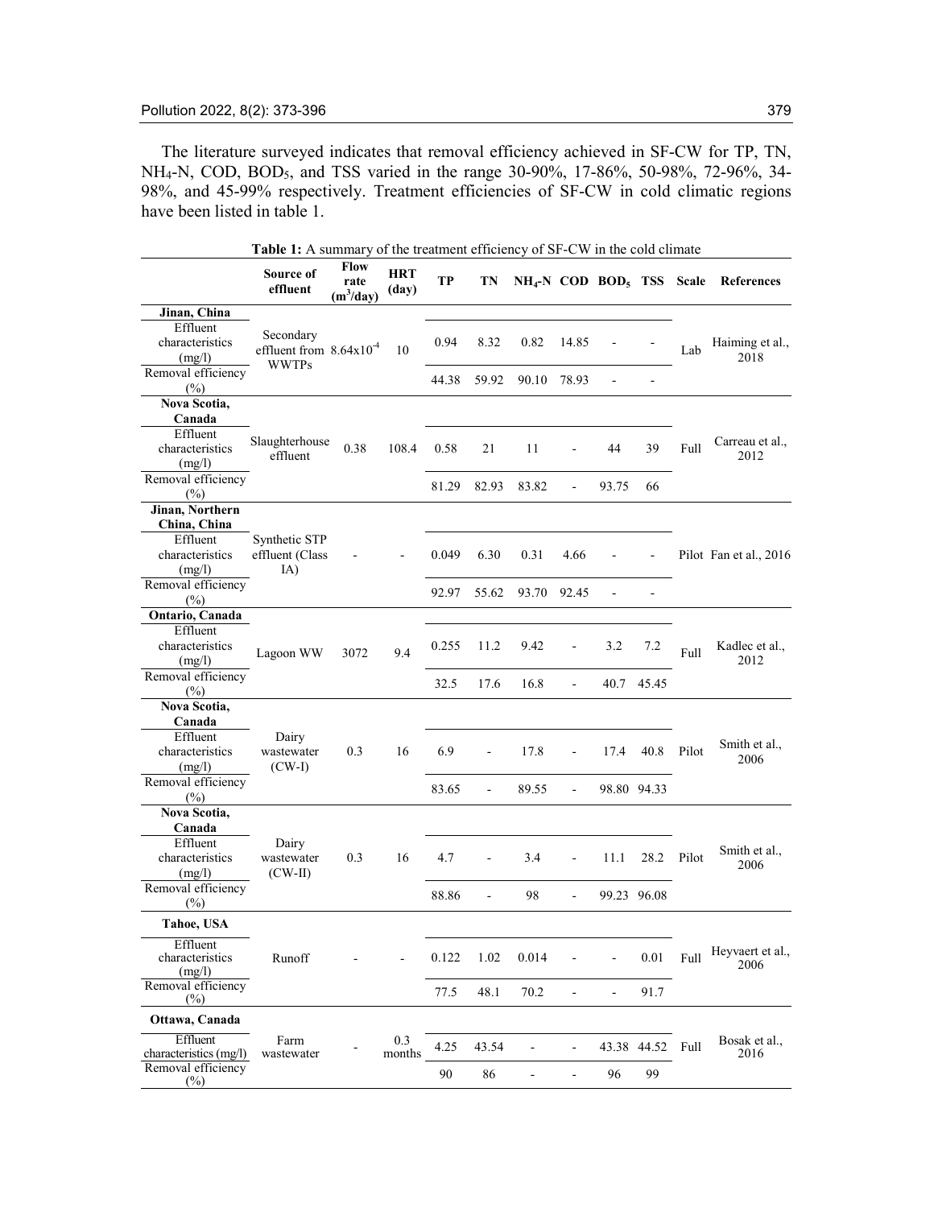The literature surveyed indicates that removal efficiency achieved in SF-CW for TP, TN, $NH_4$-N, COD, $BOD_5$, and TSS varied in the range 30-90%, 17-86%, 50-98%, 72-96%, 34-98%, and 45-99% respectively. Treatment efficiencies of SF-CW in cold climatic regions have been listed in table 1.

**Table 1:** A summary of the treatment efficiency of SF-CW in the cold climate

| | Source of effluent | Flow rate ($m^3$/day) | HRT (day) | TP | TN | $NH_4$-N | COD | $BOD_5$ | TSS | Scale | References |
|---|---|---|---|---|---|---|---|---|---|---|---|
| **Jinan, China** | | | | | | | | | | | |
| Effluent characteristics (mg/l) | Secondary effluent from WWTPs | $8.64 \times 10^{-4}$ | 10 | 0.94 | 8.32 | 0.82 | 14.85 | - | - | Lab | Haiming et al., 2018 |
| Removal efficiency (%) | | | | 44.38 | 59.92 | 90.10 | 78.93 | - | - | | |
| **Nova Scotia, Canada** | | | | | | | | | | | |
| Effluent characteristics (mg/l) | Slaughterhouse effluent | 0.38 | 108.4 | 0.58 | 21 | 11 | - | 44 | 39 | Full | Carreau et al., 2012 |
| Removal efficiency (%) | | | | 81.29 | 82.93 | 83.82 | - | 93.75 | 66 | | |
| **Jinan, Northern China, China** | | | | | | | | | | | |
| Effluent characteristics (mg/l) | Synthetic STP effluent (Class IA) | - | - | 0.049 | 6.30 | 0.31 | 4.66 | - | - | Pilot | Fan et al., 2016 |
| Removal efficiency (%) | | | | 92.97 | 55.62 | 93.70 | 92.45 | - | - | | |
| **Ontario, Canada** | | | | | | | | | | | |
| Effluent characteristics (mg/l) | Lagoon WW | 3072 | 9.4 | 0.255 | 11.2 | 9.42 | - | 3.2 | 7.2 | Full | Kadlec et al., 2012 |
| Removal efficiency (%) | | | | 32.5 | 17.6 | 16.8 | - | 40.7 | 45.45 | | |
| **Nova Scotia, Canada** | | | | | | | | | | | |
| Effluent characteristics (mg/l) | Dairy wastewater (CW-I) | 0.3 | 16 | 6.9 | - | 17.8 | - | 17.4 | 40.8 | Pilot | Smith et al., 2006 |
| Removal efficiency (%) | | | | 83.65 | - | 89.55 | - | 98.80 | 94.33 | | |
| **Nova Scotia, Canada** | | | | | | | | | | | |
| Effluent characteristics (mg/l) | Dairy wastewater (CW-II) | 0.3 | 16 | 4.7 | - | 3.4 | - | 11.1 | 28.2 | Pilot | Smith et al., 2006 |
| Removal efficiency (%) | | | | 88.86 | - | 98 | - | 99.23 | 96.08 | | |
| **Tahoe, USA** | | | | | | | | | | | |
| Effluent characteristics (mg/l) | Runoff | - | - | 0.122 | 1.02 | 0.014 | - | - | 0.01 | Full | Heyvaert et al., 2006 |
| Removal efficiency (%) | | | | 77.5 | 48.1 | 70.2 | - | - | 91.7 | | |
| **Ottawa, Canada** | | | | | | | | | | | |
| Effluent characteristics (mg/l) | Farm wastewater | - | 0.3 months | 4.25 | 43.54 | - | - | 43.38 | 44.52 | Full | Bosak et al., 2016 |
| Removal efficiency (%) | | | | 90 | 86 | - | - | 96 | 99 | | |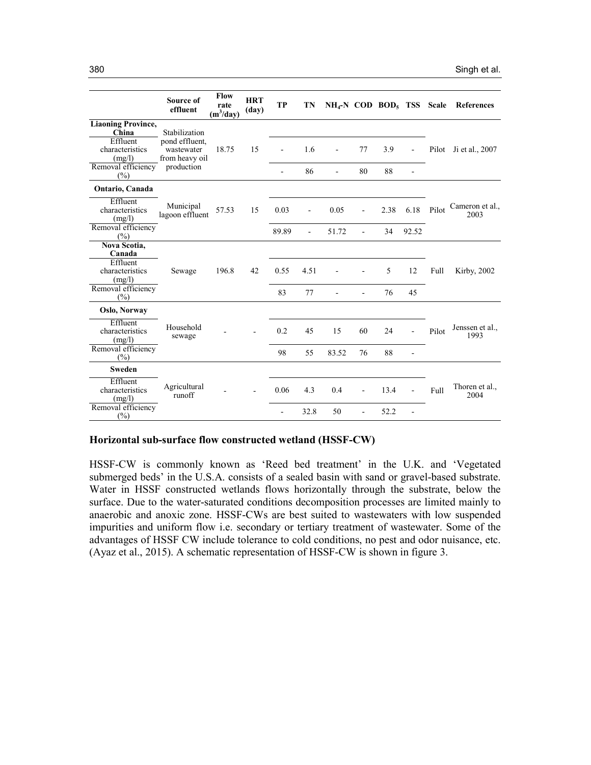| | Source of effluent | Flow rate ($m^3$/day) | HRT (day) | TP | TN | $NH_4$-N | COD | $BOD_5$ | TSS | Scale | References |
|---|---|---|---|---|---|---|---|---|---|---|---|
| **Liaoning Province, China** | Stabilization pond effluent, wastewater from heavy oil production | 18.75 | 15 | | | | | | | Pilot | Ji et al., 2007 |
| Effluent characteristics (mg/l) | | | | - | 1.6 | - | 77 | 3.9 | - | | |
| Removal efficiency (%) | | | | - | 86 | - | 80 | 88 | - | | |
| **Ontario, Canada** | Municipal lagoon effluent | 57.53 | 15 | | | | | | | Pilot | Cameron et al., 2003 |
| Effluent characteristics (mg/l) | | | | 0.03 | - | 0.05 | - | 2.38 | 6.18 | | |
| Removal efficiency (%) | | | | 89.89 | - | 51.72 | - | 34 | 92.52 | | |
| **Nova Scotia, Canada** | Sewage | 196.8 | 42 | | | | | | | Full | Kirby, 2002 |
| Effluent characteristics (mg/l) | | | | 0.55 | 4.51 | - | - | 5 | 12 | | |
| Removal efficiency (%) | | | | 83 | 77 | - | - | 76 | 45 | | |
| **Oslo, Norway** | Household sewage | - | - | | | | | | | Pilot | Jenssen et al., 1993 |
| Effluent characteristics (mg/l) | | | | 0.2 | 45 | 15 | 60 | 24 | - | | |
| Removal efficiency (%) | | | | 98 | 55 | 83.52 | 76 | 88 | - | | |
| **Sweden** | Agricultural runoff | - | - | | | | | | | Full | Thoren et al., 2004 |
| Effluent characteristics (mg/l) | | | | 0.06 | 4.3 | 0.4 | - | 13.4 | - | | |
| Removal efficiency (%) | | | | - | 32.8 | 50 | - | 52.2 | - | | |

### Horizontal sub-surface flow constructed wetland (HSSF-CW)

HSSF-CW is commonly known as 'Reed bed treatment' in the U.K. and 'Vegetated submerged beds' in the U.S.A. consists of a sealed basin with sand or gravel-based substrate. Water in HSSF constructed wetlands flows horizontally through the substrate, below the surface. Due to the water-saturated conditions decomposition processes are limited mainly to anaerobic and anoxic zone. HSSF-CWs are best suited to wastewaters with low suspended impurities and uniform flow i.e. secondary or tertiary treatment of wastewater. Some of the advantages of HSSF CW include tolerance to cold conditions, no pest and odor nuisance, etc. (Ayaz et al., 2015). A schematic representation of HSSF-CW is shown in figure 3.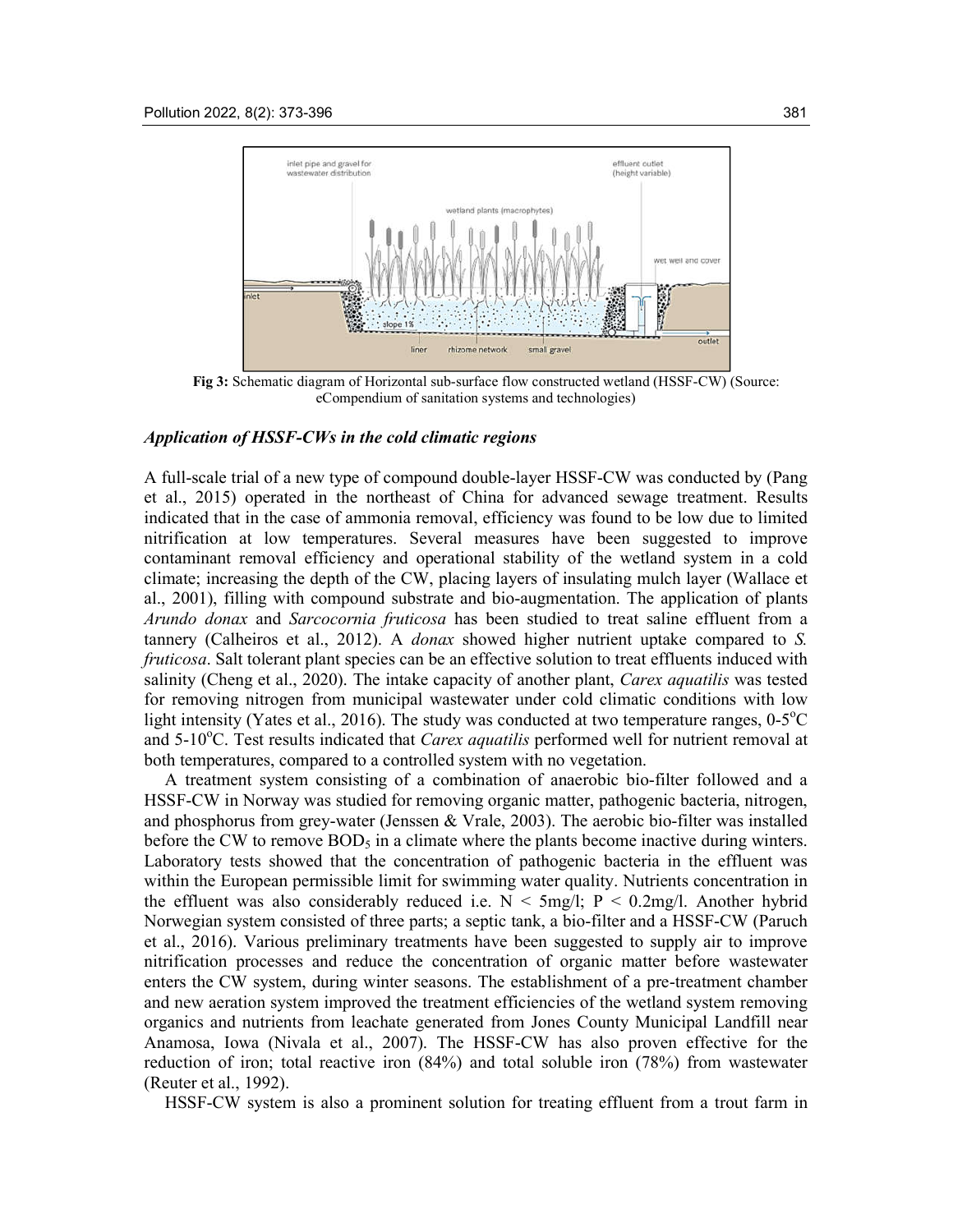inlet pipe and gravel for wastewater distribution

effluent outlet (height variable)

wetland plants (macrophytes)

wet well and cover

inlet

slope 1%

liner

rhizome network

small gravel

outlet

**Fig 3:** Schematic diagram of Horizontal sub-surface flow constructed wetland (HSSF-CW) (Source: eCompendium of sanitation systems and technologies)

### *Application of HSSF-CWs in the cold climatic regions*

A full-scale trial of a new type of compound double-layer HSSF-CW was conducted by (Pang et al., 2015) operated in the northeast of China for advanced sewage treatment. Results indicated that in the case of ammonia removal, efficiency was found to be low due to limited nitrification at low temperatures. Several measures have been suggested to improve contaminant removal efficiency and operational stability of the wetland system in a cold climate; increasing the depth of the CW, placing layers of insulating mulch layer (Wallace et al., 2001), filling with compound substrate and bio-augmentation. The application of plants *Arundo donax* and *Sarcocornia fruticosa* has been studied to treat saline effluent from a tannery (Calheiros et al., 2012). A *donax* showed higher nutrient uptake compared to *S. fruticosa*. Salt tolerant plant species can be an effective solution to treat effluents induced with salinity (Cheng et al., 2020). The intake capacity of another plant, *Carex aquatilis* was tested for removing nitrogen from municipal wastewater under cold climatic conditions with low light intensity (Yates et al., 2016). The study was conducted at two temperature ranges, 0-5$^{o}$C and 5-10$^{o}$C. Test results indicated that *Carex aquatilis* performed well for nutrient removal at both temperatures, compared to a controlled system with no vegetation.

A treatment system consisting of a combination of anaerobic bio-filter followed and a HSSF-CW in Norway was studied for removing organic matter, pathogenic bacteria, nitrogen, and phosphorus from grey-water (Jenssen & Vrale, 2003). The aerobic bio-filter was installed before the CW to remove $BOD_5$ in a climate where the plants become inactive during winters. Laboratory tests showed that the concentration of pathogenic bacteria in the effluent was within the European permissible limit for swimming water quality. Nutrients concentration in the effluent was also considerably reduced i.e. $N < 5$mg/l; $P < 0.2$mg/l. Another hybrid Norwegian system consisted of three parts; a septic tank, a bio-filter and a HSSF-CW (Paruch et al., 2016). Various preliminary treatments have been suggested to supply air to improve nitrification processes and reduce the concentration of organic matter before wastewater enters the CW system, during winter seasons. The establishment of a pre-treatment chamber and new aeration system improved the treatment efficiencies of the wetland system removing organics and nutrients from leachate generated from Jones County Municipal Landfill near Anamosa, Iowa (Nivala et al., 2007). The HSSF-CW has also proven effective for the reduction of iron; total reactive iron (84%) and total soluble iron (78%) from wastewater (Reuter et al., 1992).

HSSF-CW system is also a prominent solution for treating effluent from a trout farm in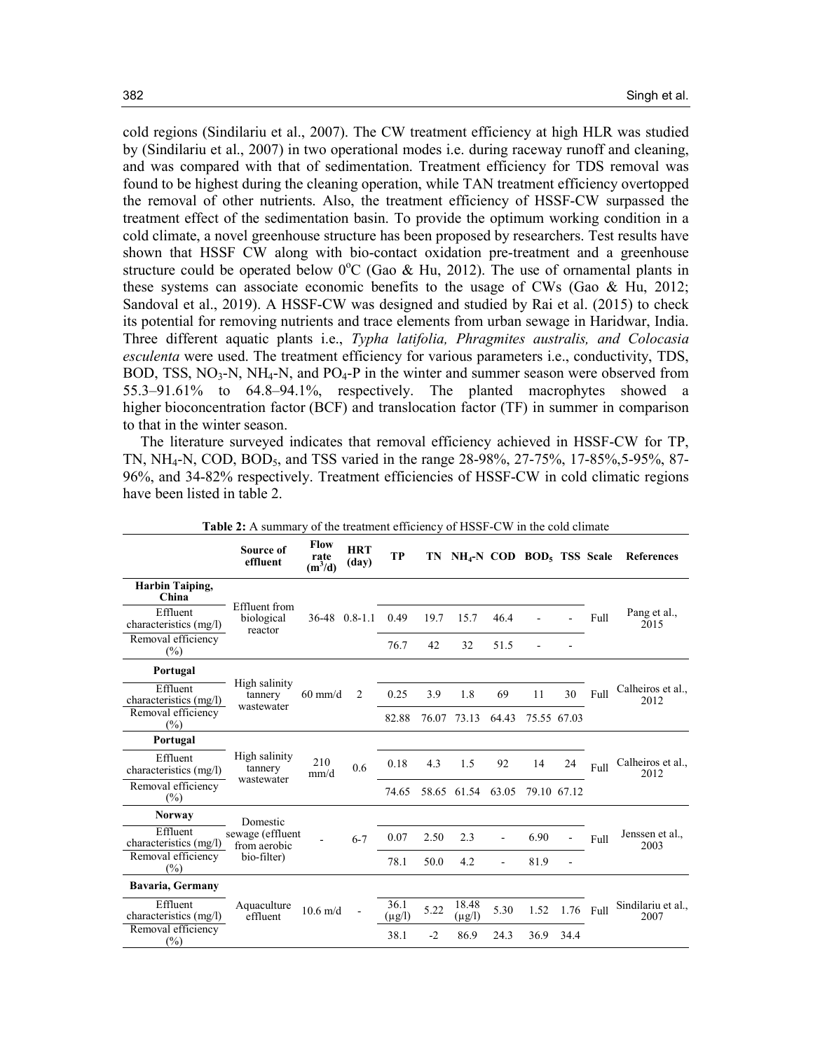cold regions (Sindilariu et al., 2007). The CW treatment efficiency at high HLR was studied by (Sindilariu et al., 2007) in two operational modes i.e. during raceway runoff and cleaning, and was compared with that of sedimentation. Treatment efficiency for TDS removal was found to be highest during the cleaning operation, while TAN treatment efficiency overtopped the removal of other nutrients. Also, the treatment efficiency of HSSF-CW surpassed the treatment effect of the sedimentation basin. To provide the optimum working condition in a cold climate, a novel greenhouse structure has been proposed by researchers. Test results have shown that HSSF CW along with bio-contact oxidation pre-treatment and a greenhouse structure could be operated below $0^oC$ (Gao & Hu, 2012). The use of ornamental plants in these systems can associate economic benefits to the usage of CWs (Gao & Hu, 2012; Sandoval et al., 2019). A HSSF-CW was designed and studied by Rai et al. (2015) to check its potential for removing nutrients and trace elements from urban sewage in Haridwar, India. Three different aquatic plants i.e., *Typha latifolia, Phragmites australis, and Colocasia esculenta* were used. The treatment efficiency for various parameters i.e., conductivity, TDS, BOD, TSS, $NO_3$-N, $NH_4$-N, and $PO_4$-P in the winter and summer season were observed from 55.3–91.61% to 64.8–94.1%, respectively. The planted macrophytes showed a higher bioconcentration factor (BCF) and translocation factor (TF) in summer in comparison to that in the winter season.

The literature surveyed indicates that removal efficiency achieved in HSSF-CW for TP, TN, $NH_4$-N, COD, $BOD_5$, and TSS varied in the range 28-98%, 27-75%, 17-85%,5-95%, 87-96%, and 34-82% respectively. Treatment efficiencies of HSSF-CW in cold climatic regions have been listed in table 2.

**Table 2:** A summary of the treatment efficiency of HSSF-CW in the cold climate

| | Source of effluent | Flow rate ($m^3$/d) | HRT (day) | TP | TN | $NH_4$-N | COD | $BOD_5$ | TSS | Scale | References |
|---|---|---|---|---|---|---|---|---|---|---|---|
| **Harbin Taiping, China** | Effluent from biological reactor | 36-48 | 0.8-1.1 | | | | | | | Full | Pang et al., 2015 |
| Effluent characteristics (mg/l) | | | | 0.49 | 19.7 | 15.7 | 46.4 | - | - | | |
| Removal efficiency (%) | | | | 76.7 | 42 | 32 | 51.5 | - | - | | |
| **Portugal** | High salinity tannery wastewater | 60 mm/d | 2 | | | | | | | Full | Calheiros et al., 2012 |
| Effluent characteristics (mg/l) | | | | 0.25 | 3.9 | 1.8 | 69 | 11 | 30 | | |
| Removal efficiency (%) | | | | 82.88 | 76.07 | 73.13 | 64.43 | 75.55 | 67.03 | | |
| **Portugal** | High salinity tannery wastewater | 210 mm/d | 0.6 | | | | | | | Full | Calheiros et al., 2012 |
| Effluent characteristics (mg/l) | | | | 0.18 | 4.3 | 1.5 | 92 | 14 | 24 | | |
| Removal efficiency (%) | | | | 74.65 | 58.65 | 61.54 | 63.05 | 79.10 | 67.12 | | |
| **Norway** | Domestic sewage (effluent from aerobic bio-filter) | - | 6-7 | | | | | | | Full | Jenssen et al., 2003 |
| Effluent characteristics (mg/l) | | | | 0.07 | 2.50 | 2.3 | - | 6.90 | - | | |
| Removal efficiency (%) | | | | 78.1 | 50.0 | 4.2 | - | 81.9 | - | | |
| **Bavaria, Germany** | Aquaculture effluent | 10.6 m/d | - | | | | | | | Full | Sindilariu et al., 2007 |
| Effluent characteristics (mg/l) | | | | 36.1 (μg/l) | 5.22 | 18.48 (μg/l) | 5.30 | 1.52 | 1.76 | | |
| Removal efficiency (%) | | | | 38.1 | -2 | 86.9 | 24.3 | 36.9 | 34.4 | | |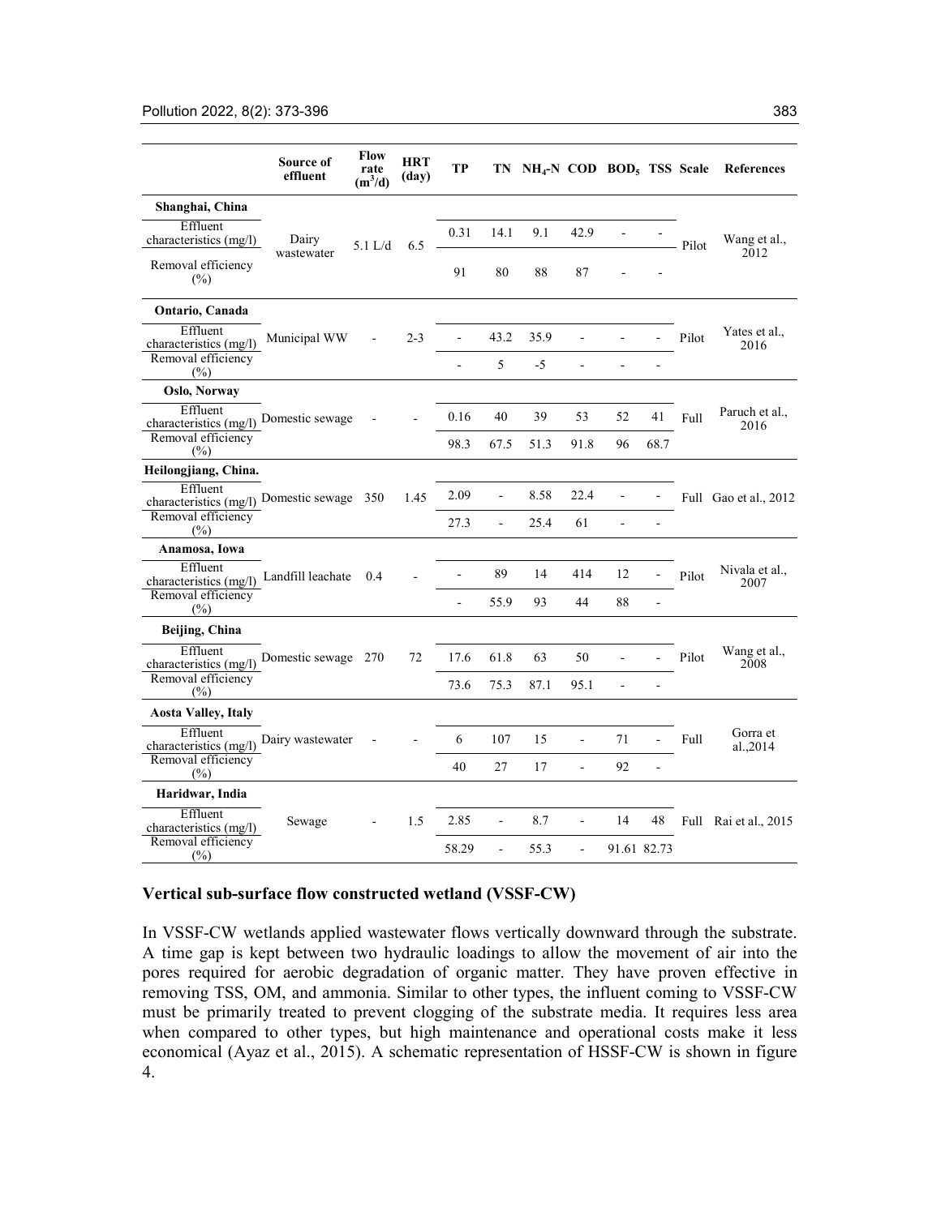| | Source of effluent | Flow rate ($m^3$/d) | HRT (day) | TP | TN | $NH_4$-N | COD | $BOD_5$ | TSS | Scale | References |
|---|---|---|---|---|---|---|---|---|---|---|---|
| **Shanghai, China** | | | | | | | | | | | |
| Effluent characteristics (mg/l) | Dairy wastewater | 5.1 L/d | 6.5 | 0.31 | 14.1 | 9.1 | 42.9 | - | - | Pilot | Wang et al., 2012 |
| Removal efficiency (%) | | | | 91 | 80 | 88 | 87 | - | - | | |
| **Ontario, Canada** | | | | | | | | | | | |
| Effluent characteristics (mg/l) | Municipal WW | - | 2-3 | - | 43.2 | 35.9 | - | - | - | Pilot | Yates et al., 2016 |
| Removal efficiency (%) | | | | - | 5 | -5 | - | - | - | | |
| **Oslo, Norway** | | | | | | | | | | | |
| Effluent characteristics (mg/l) | Domestic sewage | - | - | 0.16 | 40 | 39 | 53 | 52 | 41 | Full | Paruch et al., 2016 |
| Removal efficiency (%) | | | | 98.3 | 67.5 | 51.3 | 91.8 | 96 | 68.7 | | |
| **Heilongjiang, China.** | | | | | | | | | | | |
| Effluent characteristics (mg/l) | Domestic sewage | 350 | 1.45 | 2.09 | - | 8.58 | 22.4 | - | - | Full | Gao et al., 2012 |
| Removal efficiency (%) | | | | 27.3 | - | 25.4 | 61 | - | - | | |
| **Anamosa, Iowa** | | | | | | | | | | | |
| Effluent characteristics (mg/l) | Landfill leachate | 0.4 | - | - | 89 | 14 | 414 | 12 | - | Pilot | Nivala et al., 2007 |
| Removal efficiency (%) | | | | - | 55.9 | 93 | 44 | 88 | - | | |
| **Beijing, China** | | | | | | | | | | | |
| Effluent characteristics (mg/l) | Domestic sewage | 270 | 72 | 17.6 | 61.8 | 63 | 50 | - | - | Pilot | Wang et al., 2008 |
| Removal efficiency (%) | | | | 73.6 | 75.3 | 87.1 | 95.1 | - | - | | |
| **Aosta Valley, Italy** | | | | | | | | | | | |
| Effluent characteristics (mg/l) | Dairy wastewater | - | - | 6 | 107 | 15 | - | 71 | - | Full | Gorra et al.,2014 |
| Removal efficiency (%) | | | | 40 | 27 | 17 | - | 92 | - | | |
| **Haridwar, India** | | | | | | | | | | | |
| Effluent characteristics (mg/l) | Sewage | - | 1.5 | 2.85 | - | 8.7 | - | 14 | 48 | Full | Rai et al., 2015 |
| Removal efficiency (%) | | | | 58.29 | - | 55.3 | - | 91.61 | 82.73 | | |

## Vertical sub-surface flow constructed wetland (VSSF-CW)

In VSSF-CW wetlands applied wastewater flows vertically downward through the substrate. A time gap is kept between two hydraulic loadings to allow the movement of air into the pores required for aerobic degradation of organic matter. They have proven effective in removing TSS, OM, and ammonia. Similar to other types, the influent coming to VSSF-CW must be primarily treated to prevent clogging of the substrate media. It requires less area when compared to other types, but high maintenance and operational costs make it less economical (Ayaz et al., 2015). A schematic representation of HSSF-CW is shown in figure 4.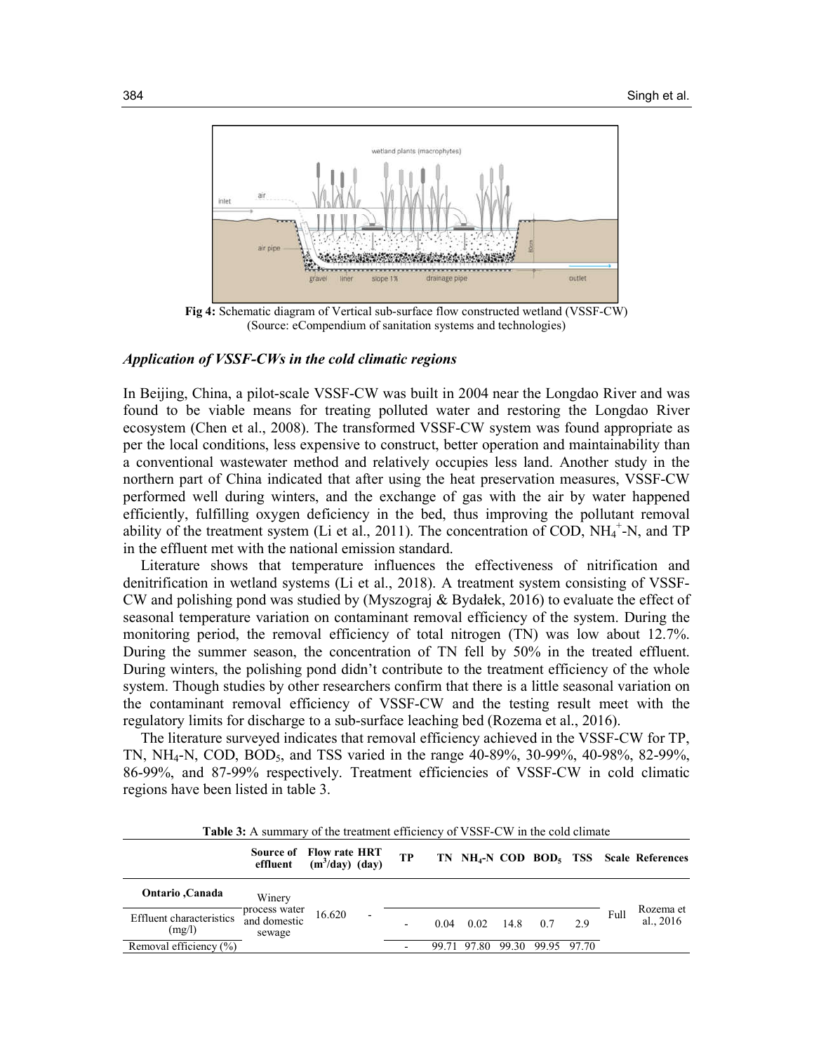**Fig 4:** Schematic diagram of Vertical sub-surface flow constructed wetland (VSSF-CW) (Source: eCompendium of sanitation systems and technologies)

### *Application of VSSF-CWs in the cold climatic regions*

In Beijing, China, a pilot-scale VSSF-CW was built in 2004 near the Longdao River and was found to be viable means for treating polluted water and restoring the Longdao River ecosystem (Chen et al., 2008). The transformed VSSF-CW system was found appropriate as per the local conditions, less expensive to construct, better operation and maintainability than a conventional wastewater method and relatively occupies less land. Another study in the northern part of China indicated that after using the heat preservation measures, VSSF-CW performed well during winters, and the exchange of gas with the air by water happened efficiently, fulfilling oxygen deficiency in the bed, thus improving the pollutant removal ability of the treatment system (Li et al., 2011). The concentration of COD, $NH_4^+$-N, and TP in the effluent met with the national emission standard.

Literature shows that temperature influences the effectiveness of nitrification and denitrification in wetland systems (Li et al., 2018). A treatment system consisting of VSSF-CW and polishing pond was studied by (Myszograj & Bydałek, 2016) to evaluate the effect of seasonal temperature variation on contaminant removal efficiency of the system. During the monitoring period, the removal efficiency of total nitrogen (TN) was low about 12.7%. During the summer season, the concentration of TN fell by 50% in the treated effluent. During winters, the polishing pond didn't contribute to the treatment efficiency of the whole system. Though studies by other researchers confirm that there is a little seasonal variation on the contaminant removal efficiency of VSSF-CW and the testing result meet with the regulatory limits for discharge to a sub-surface leaching bed (Rozema et al., 2016).

The literature surveyed indicates that removal efficiency achieved in the VSSF-CW for TP, TN, $NH_4$-N, COD, $BOD_5$, and TSS varied in the range 40-89%, 30-99%, 40-98%, 82-99%, 86-99%, and 87-99% respectively. Treatment efficiencies of VSSF-CW in cold climatic regions have been listed in table 3.

**Table 3:** A summary of the treatment efficiency of VSSF-CW in the cold climate

| | Source of effluent | Flow rate ($m^3$/day) | HRT (day) | TP | TN | $NH_4$-N | COD | $BOD_5$ | TSS | Scale | References |
|---|---|---|---|---|---|---|---|---|---|---|---|
| **Ontario ,Canada** | Winery process water and domestic sewage | 16.620 | - | | | | | | | Full | Rozema et al., 2016 |
| Effluent characteristics (mg/l) | | | | - | 0.04 | 0.02 | 14.8 | 0.7 | 2.9 | | |
| Removal efficiency (%) | | | | - | 99.71 | 97.80 | 99.30 | 99.95 | 97.70 | | |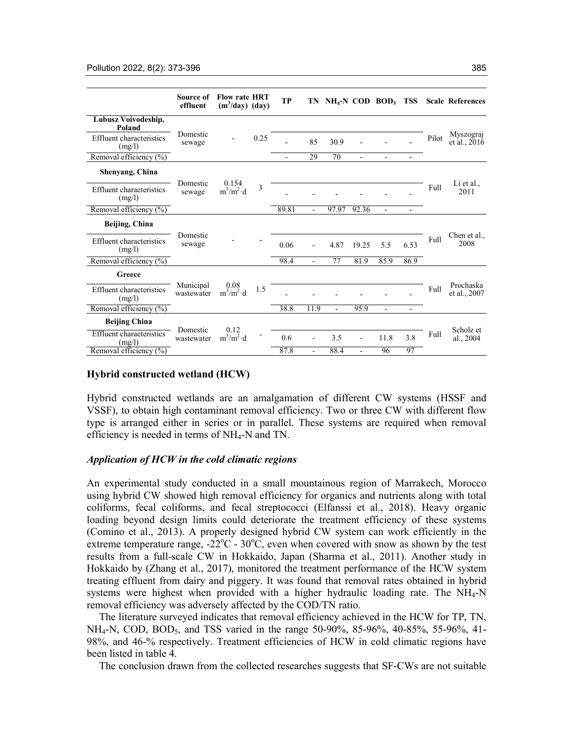| | Source of effluent | Flow rate ($m^3$/day) | HRT (day) | TP | TN | $NH_4$-N | COD | $BOD_5$ | TSS | Scale | References |
|---|---|---|---|---|---|---|---|---|---|---|---|
| **Lubusz Voivodeship, Poland** | Domestic sewage | - | 0.25 | | | | | | | Pilot | Myszograj et al., 2016 |
| Effluent characteristics (mg/l) | | | | - | 85 | 30.9 | - | - | - | | |
| Removal efficiency (%) | | | | - | 29 | 70 | - | - | - | | |
| **Shenyang, China** | Domestic sewage | 0.154 $m^3/m^2\cdot d$ | 3 | | | | | | | Full | Li et al., 2011 |
| Effluent characteristics (mg/l) | | | | - | - | - | - | - | - | | |
| Removal efficiency (%) | | | | 89.81 | - | 97.97 | 92.36 | - | - | | |
| **Beijing, China** | Domestic sewage | - | - | | | | | | | Full | Chen et al., 2008 |
| Effluent characteristics (mg/l) | | | | 0.06 | - | 4.87 | 19.25 | 5.5 | 6.53 | | |
| Removal efficiency (%) | | | | 98.4 | - | 77 | 81.9 | 85.9 | 86.9 | | |
| **Greece** | Municipal wastewater | 0.08 $m^3/m^2\cdot d$ | 1.5 | | | | | | | Full | Prochaska et al., 2007 |
| Effluent characteristics (mg/l) | | | | - | - | - | - | - | - | | |
| Removal efficiency (%) | | | | 38.8 | 11.9 | - | 95.9 | - | - | | |
| **Beijing China** | Domestic wastewater | 0.12 $m^3/m^2\cdot d$ | - | | | | | | | Full | Scholz et al., 2004 |
| Effluent characteristics (mg/l) | | | | 0.6 | - | 3.5 | - | 11.8 | 3.8 | | |
| Removal efficiency (%) | | | | 87.8 | - | 88.4 | - | 96 | 97 | | |

### Hybrid constructed wetland (HCW)

Hybrid constructed wetlands are an amalgamation of different CW systems (HSSF and VSSF), to obtain high contaminant removal efficiency. Two or three CW with different flow type is arranged either in series or in parallel. These systems are required when removal efficiency is needed in terms of $NH_4$-N and TN.

#### *Application of HCW in the cold climatic regions*

An experimental study conducted in a small mountainous region of Marrakech, Morocco using hybrid CW showed high removal efficiency for organics and nutrients along with total coliforms, fecal coliforms, and fecal streptococci (Elfanssi et al., 2018). Heavy organic loading beyond design limits could deteriorate the treatment efficiency of these systems (Comino et al., 2013). A properly designed hybrid CW system can work efficiently in the extreme temperature range, -22°C - 30°C, even when covered with snow as shown by the test results from a full-scale CW in Hokkaido, Japan (Sharma et al., 2011). Another study in Hokkaido by (Zhang et al., 2017), monitored the treatment performance of the HCW system treating effluent from dairy and piggery. It was found that removal rates obtained in hybrid systems were highest when provided with a higher hydraulic loading rate. The $NH_4$-N removal efficiency was adversely affected by the COD/TN ratio.

The literature surveyed indicates that removal efficiency achieved in the HCW for TP, TN, $NH_4$-N, COD, $BOD_5$, and TSS varied in the range 50-90%, 85-96%, 40-85%, 55-96%, 41-98%, and 46-% respectively. Treatment efficiencies of HCW in cold climatic regions have been listed in table 4.

The conclusion drawn from the collected researches suggests that SF-CWs are not suitable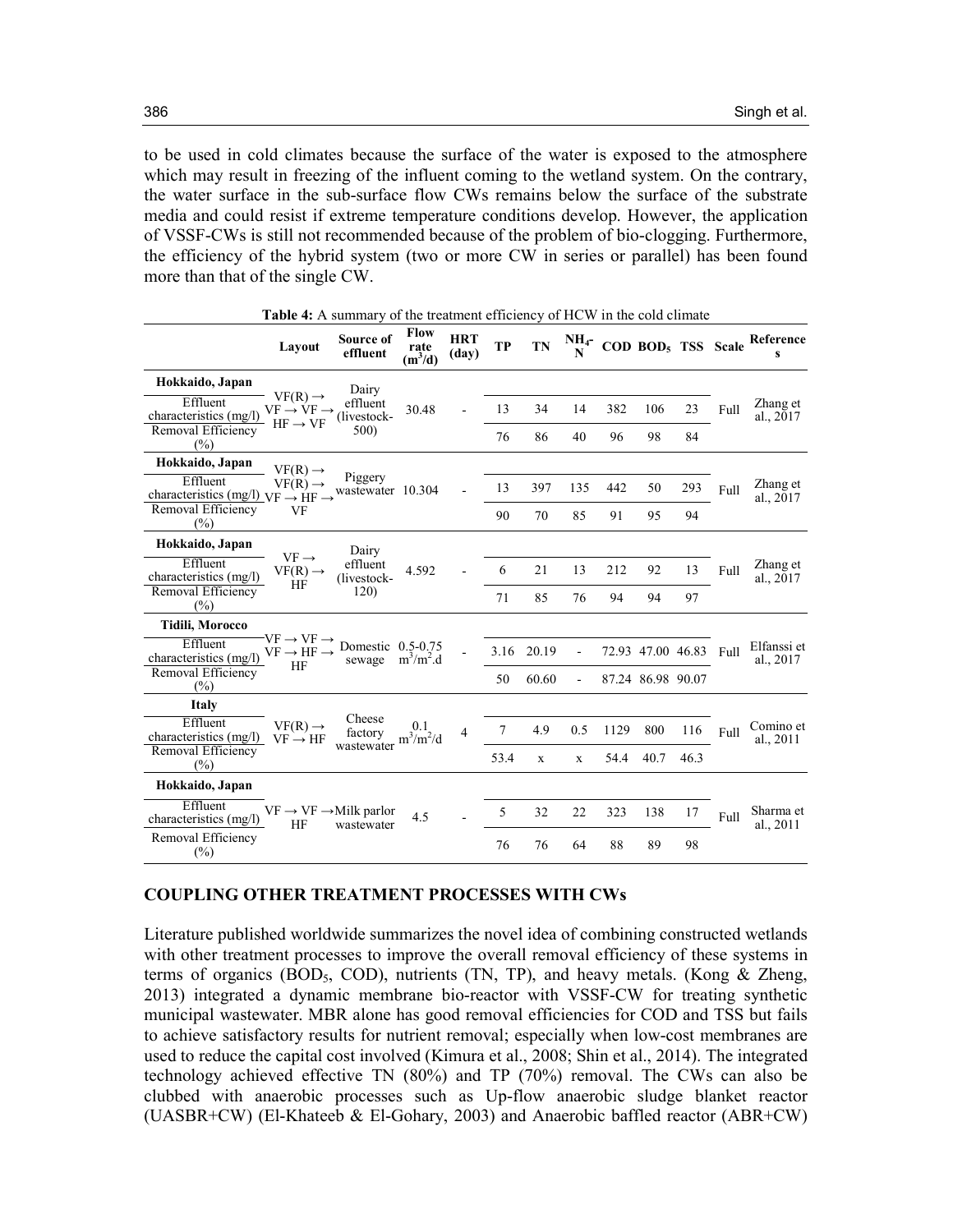to be used in cold climates because the surface of the water is exposed to the atmosphere which may result in freezing of the influent coming to the wetland system. On the contrary, the water surface in the sub-surface flow CWs remains below the surface of the substrate media and could resist if extreme temperature conditions develop. However, the application of VSSF-CWs is still not recommended because of the problem of bio-clogging. Furthermore, the efficiency of the hybrid system (two or more CW in series or parallel) has been found more than that of the single CW.

**Table 4:** A summary of the treatment efficiency of HCW in the cold climate

| | Layout | Source of effluent | Flow rate ($m^3/d$) | HRT (day) | TP | TN | $NH_4$-N | COD | $BOD_5$ | TSS | Scale | References |
|---|---|---|---|---|---|---|---|---|---|---|---|---|
| **Hokkaido, Japan** | VF(R) → VF → VF → HF → VF | Dairy effluent (livestock-500) | 30.48 | - | | | | | | | Full | Zhang et al., 2017 |
| Effluent characteristics (mg/l) | | | | | 13 | 34 | 14 | 382 | 106 | 23 | | |
| Removal Efficiency (%) | | | | | 76 | 86 | 40 | 96 | 98 | 84 | | |
| **Hokkaido, Japan** | VF(R) → VF(R) → VF → HF → VF | Piggery wastewater | 10.304 | - | | | | | | | Full | Zhang et al., 2017 |
| Effluent characteristics (mg/l) | | | | | 13 | 397 | 135 | 442 | 50 | 293 | | |
| Removal Efficiency (%) | | | | | 90 | 70 | 85 | 91 | 95 | 94 | | |
| **Hokkaido, Japan** | VF → VF(R) → HF | Dairy effluent (livestock-120) | 4.592 | - | | | | | | | Full | Zhang et al., 2017 |
| Effluent characteristics (mg/l) | | | | | 6 | 21 | 13 | 212 | 92 | 13 | | |
| Removal Efficiency (%) | | | | | 71 | 85 | 76 | 94 | 94 | 97 | | |
| **Tidili, Morocco** | VF → VF → VF → HF → HF | Domestic sewage | 0.5-0.75 $m^3/m^2.d$ | - | | | | | | | Full | Elfanssi et al., 2017 |
| Effluent characteristics (mg/l) | | | | | 3.16 | 20.19 | - | 72.93 | 47.00 | 46.83 | | |
| Removal Efficiency (%) | | | | | 50 | 60.60 | - | 87.24 | 86.98 | 90.07 | | |
| **Italy** | VF(R) → VF → HF | Cheese factory wastewater | 0.1 $m^3/m^2/d$ | 4 | | | | | | | Full | Comino et al., 2011 |
| Effluent characteristics (mg/l) | | | | | 7 | 4.9 | 0.5 | 1129 | 800 | 116 | | |
| Removal Efficiency (%) | | | | | 53.4 | x | x | 54.4 | 40.7 | 46.3 | | |
| **Hokkaido, Japan** | VF → VF → HF | Milk parlor wastewater | 4.5 | - | | | | | | | Full | Sharma et al., 2011 |
| Effluent characteristics (mg/l) | | | | | 5 | 32 | 22 | 323 | 138 | 17 | | |
| Removal Efficiency (%) | | | | | 76 | 76 | 64 | 88 | 89 | 98 | | |

## COUPLING OTHER TREATMENT PROCESSES WITH CWs

Literature published worldwide summarizes the novel idea of combining constructed wetlands with other treatment processes to improve the overall removal efficiency of these systems in terms of organics ($BOD_5$, COD), nutrients (TN, TP), and heavy metals. (Kong & Zheng, 2013) integrated a dynamic membrane bio-reactor with VSSF-CW for treating synthetic municipal wastewater. MBR alone has good removal efficiencies for COD and TSS but fails to achieve satisfactory results for nutrient removal; especially when low-cost membranes are used to reduce the capital cost involved (Kimura et al., 2008; Shin et al., 2014). The integrated technology achieved effective TN (80%) and TP (70%) removal. The CWs can also be clubbed with anaerobic processes such as Up-flow anaerobic sludge blanket reactor (UASBR+CW) (El-Khateeb & El-Gohary, 2003) and Anaerobic baffled reactor (ABR+CW)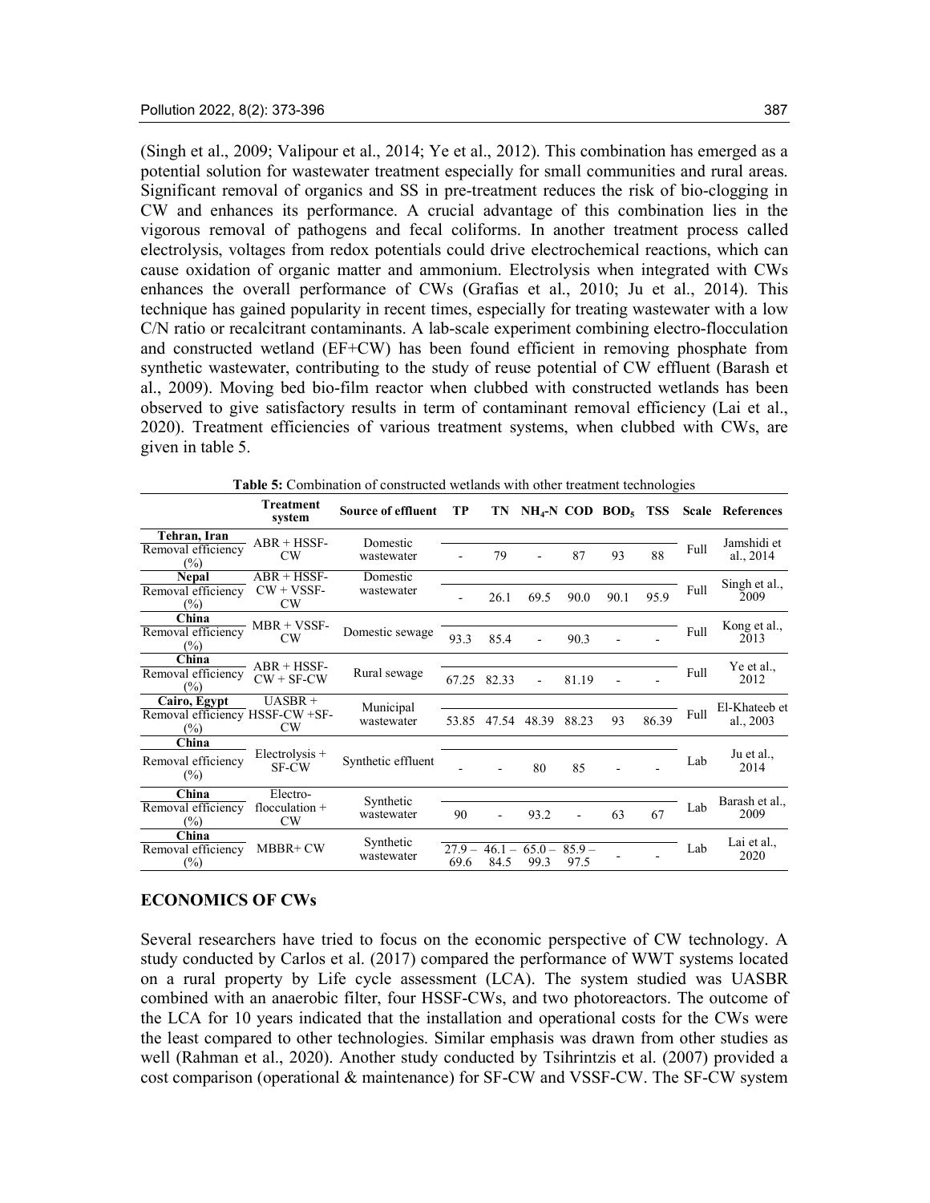(Singh et al., 2009; Valipour et al., 2014; Ye et al., 2012). This combination has emerged as a potential solution for wastewater treatment especially for small communities and rural areas. Significant removal of organics and SS in pre-treatment reduces the risk of bio-clogging in CW and enhances its performance. A crucial advantage of this combination lies in the vigorous removal of pathogens and fecal coliforms. In another treatment process called electrolysis, voltages from redox potentials could drive electrochemical reactions, which can cause oxidation of organic matter and ammonium. Electrolysis when integrated with CWs enhances the overall performance of CWs (Grafias et al., 2010; Ju et al., 2014). This technique has gained popularity in recent times, especially for treating wastewater with a low C/N ratio or recalcitrant contaminants. A lab-scale experiment combining electro-flocculation and constructed wetland (EF+CW) has been found efficient in removing phosphate from synthetic wastewater, contributing to the study of reuse potential of CW effluent (Barash et al., 2009). Moving bed bio-film reactor when clubbed with constructed wetlands has been observed to give satisfactory results in term of contaminant removal efficiency (Lai et al., 2020). Treatment efficiencies of various treatment systems, when clubbed with CWs, are given in table 5.

**Table 5:** Combination of constructed wetlands with other treatment technologies

| | Treatment system | Source of effluent | TP | TN | $NH_4$-N | COD | $BOD_5$ | TSS | Scale | References |
|---|---|---|---|---|---|---|---|---|---|---|
| **Tehran, Iran** Removal efficiency (%) | ABR + HSSF-CW | Domestic wastewater | - | 79 | - | 87 | 93 | 88 | Full | Jamshidi et al., 2014 |
| **Nepal** Removal efficiency (%) | ABR + HSSF-CW + VSSF-CW | Domestic wastewater | - | 26.1 | 69.5 | 90.0 | 90.1 | 95.9 | Full | Singh et al., 2009 |
| **China** Removal efficiency (%) | MBR + VSSF-CW | Domestic sewage | 93.3 | 85.4 | - | 90.3 | - | - | Full | Kong et al., 2013 |
| **China** Removal efficiency (%) | ABR + HSSF-CW + SF-CW | Rural sewage | 67.25 | 82.33 | - | 81.19 | - | - | Full | Ye et al., 2012 |
| **Cairo, Egypt** Removal efficiency (%) | UASBR + HSSF-CW +SF-CW | Municipal wastewater | 53.85 | 47.54 | 48.39 | 88.23 | 93 | 86.39 | Full | El-Khateeb et al., 2003 |
| **China** Removal efficiency (%) | Electrolysis + SF-CW | Synthetic effluent | - | - | 80 | 85 | - | - | Lab | Ju et al., 2014 |
| **China** Removal efficiency (%) | Electro-flocculation + CW | Synthetic wastewater | 90 | - | 93.2 | - | 63 | 67 | Lab | Barash et al., 2009 |
| **China** Removal efficiency (%) | MBBR+ CW | Synthetic wastewater | 27.9 – 69.6 | 46.1 – 84.5 | 65.0 – 99.3 | 85.9 – 97.5 | - | - | Lab | Lai et al., 2020 |

## ECONOMICS OF CWs

Several researchers have tried to focus on the economic perspective of CW technology. A study conducted by Carlos et al. (2017) compared the performance of WWT systems located on a rural property by Life cycle assessment (LCA). The system studied was UASBR combined with an anaerobic filter, four HSSF-CWs, and two photoreactors. The outcome of the LCA for 10 years indicated that the installation and operational costs for the CWs were the least compared to other technologies. Similar emphasis was drawn from other studies as well (Rahman et al., 2020). Another study conducted by Tsihrintzis et al. (2007) provided a cost comparison (operational & maintenance) for SF-CW and VSSF-CW. The SF-CW system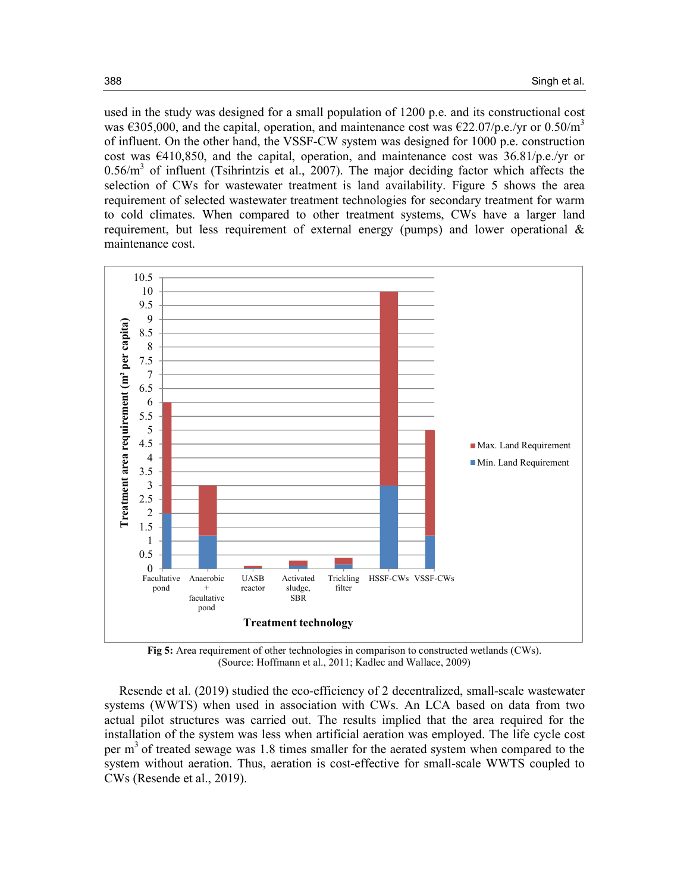used in the study was designed for a small population of 1200 p.e. and its constructional cost was €305,000, and the capital, operation, and maintenance cost was €22.07/p.e./yr or 0.50/$m^3$ of influent. On the other hand, the VSSF-CW system was designed for 1000 p.e. construction cost was €410,850, and the capital, operation, and maintenance cost was 36.81/p.e./yr or 0.56/$m^3$ of influent (Tsihrintzis et al., 2007). The major deciding factor which affects the selection of CWs for wastewater treatment is land availability. Figure 5 shows the area requirement of selected wastewater treatment technologies for secondary treatment for warm to cold climates. When compared to other treatment systems, CWs have a larger land requirement, but less requirement of external energy (pumps) and lower operational & maintenance cost.

Treatment area requirement (m² per capita)

0
0.5
1
1.5
2
2.5
3
3.5
4
4.5
5
5.5
6
6.5
7
7.5
8
8.5
9
9.5
10
10.5

Facultative pond
Anaerobic + facultative pond
UASB reactor
Activated sludge, SBR
Trickling filter
HSSF-CWs
VSSF-CWs

Treatment technology

Max. Land Requirement
Min. Land Requirement

**Fig 5:** Area requirement of other technologies in comparison to constructed wetlands (CWs). (Source: Hoffmann et al., 2011; Kadlec and Wallace, 2009)

Resende et al. (2019) studied the eco-efficiency of 2 decentralized, small-scale wastewater systems (WWTS) when used in association with CWs. An LCA based on data from two actual pilot structures was carried out. The results implied that the area required for the installation of the system was less when artificial aeration was employed. The life cycle cost per $m^3$ of treated sewage was 1.8 times smaller for the aerated system when compared to the system without aeration. Thus, aeration is cost-effective for small-scale WWTS coupled to CWs (Resende et al., 2019).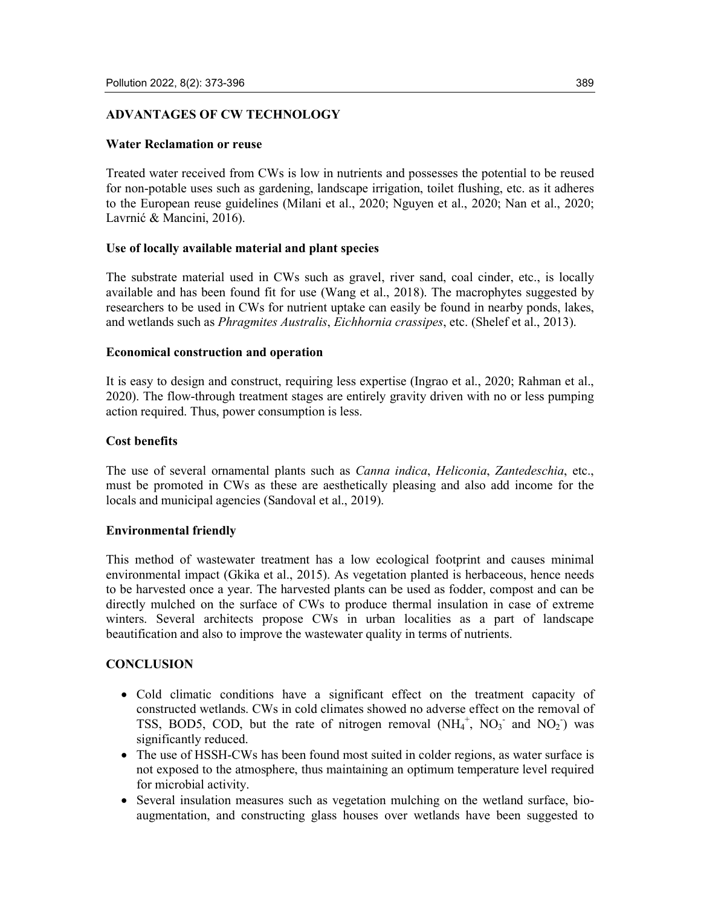## ADVANTAGES OF CW TECHNOLOGY

### Water Reclamation or reuse

Treated water received from CWs is low in nutrients and possesses the potential to be reused for non-potable uses such as gardening, landscape irrigation, toilet flushing, etc. as it adheres to the European reuse guidelines (Milani et al., 2020; Nguyen et al., 2020; Nan et al., 2020; Lavrnić & Mancini, 2016).

### Use of locally available material and plant species

The substrate material used in CWs such as gravel, river sand, coal cinder, etc., is locally available and has been found fit for use (Wang et al., 2018). The macrophytes suggested by researchers to be used in CWs for nutrient uptake can easily be found in nearby ponds, lakes, and wetlands such as *Phragmites Australis*, *Eichhornia crassipes*, etc. (Shelef et al., 2013).

### Economical construction and operation

It is easy to design and construct, requiring less expertise (Ingrao et al., 2020; Rahman et al., 2020). The flow-through treatment stages are entirely gravity driven with no or less pumping action required. Thus, power consumption is less.

### Cost benefits

The use of several ornamental plants such as *Canna indica*, *Heliconia*, *Zantedeschia*, etc., must be promoted in CWs as these are aesthetically pleasing and also add income for the locals and municipal agencies (Sandoval et al., 2019).

### Environmental friendly

This method of wastewater treatment has a low ecological footprint and causes minimal environmental impact (Gkika et al., 2015). As vegetation planted is herbaceous, hence needs to be harvested once a year. The harvested plants can be used as fodder, compost and can be directly mulched on the surface of CWs to produce thermal insulation in case of extreme winters. Several architects propose CWs in urban localities as a part of landscape beautification and also to improve the wastewater quality in terms of nutrients.

## CONCLUSION

- Cold climatic conditions have a significant effect on the treatment capacity of constructed wetlands. CWs in cold climates showed no adverse effect on the removal of TSS, BOD5, COD, but the rate of nitrogen removal ($NH_4^+$, $NO_3^-$ and $NO_2^-$) was significantly reduced.
- The use of HSSH-CWs has been found most suited in colder regions, as water surface is not exposed to the atmosphere, thus maintaining an optimum temperature level required for microbial activity.
- Several insulation measures such as vegetation mulching on the wetland surface, bio-augmentation, and constructing glass houses over wetlands have been suggested to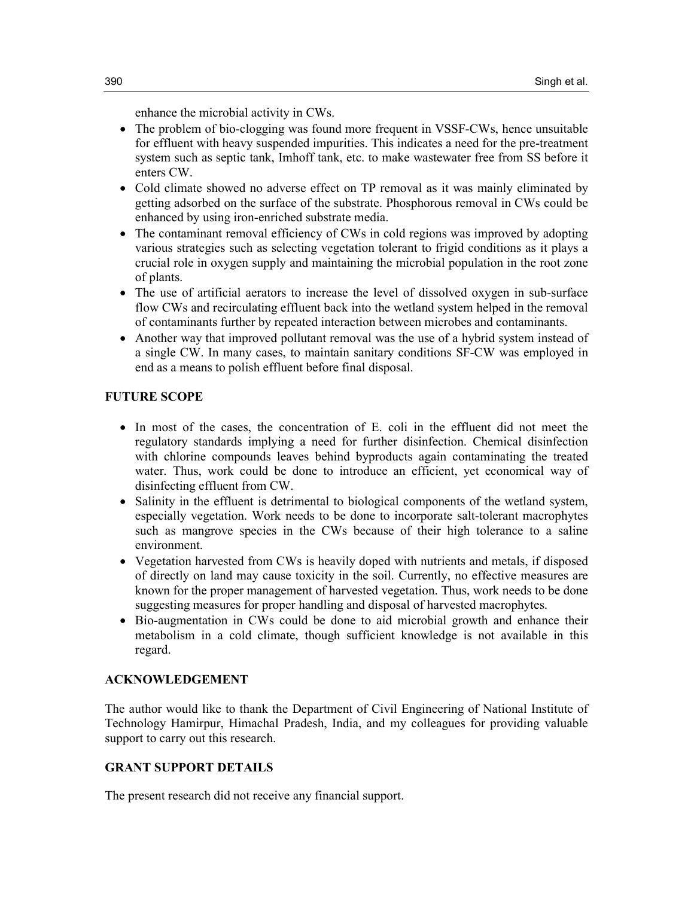enhance the microbial activity in CWs.

- The problem of bio-clogging was found more frequent in VSSF-CWs, hence unsuitable for effluent with heavy suspended impurities. This indicates a need for the pre-treatment system such as septic tank, Imhoff tank, etc. to make wastewater free from SS before it enters CW.
- Cold climate showed no adverse effect on TP removal as it was mainly eliminated by getting adsorbed on the surface of the substrate. Phosphorous removal in CWs could be enhanced by using iron-enriched substrate media.
- The contaminant removal efficiency of CWs in cold regions was improved by adopting various strategies such as selecting vegetation tolerant to frigid conditions as it plays a crucial role in oxygen supply and maintaining the microbial population in the root zone of plants.
- The use of artificial aerators to increase the level of dissolved oxygen in sub-surface flow CWs and recirculating effluent back into the wetland system helped in the removal of contaminants further by repeated interaction between microbes and contaminants.
- Another way that improved pollutant removal was the use of a hybrid system instead of a single CW. In many cases, to maintain sanitary conditions SF-CW was employed in end as a means to polish effluent before final disposal.

## FUTURE SCOPE

- In most of the cases, the concentration of E. coli in the effluent did not meet the regulatory standards implying a need for further disinfection. Chemical disinfection with chlorine compounds leaves behind byproducts again contaminating the treated water. Thus, work could be done to introduce an efficient, yet economical way of disinfecting effluent from CW.
- Salinity in the effluent is detrimental to biological components of the wetland system, especially vegetation. Work needs to be done to incorporate salt-tolerant macrophytes such as mangrove species in the CWs because of their high tolerance to a saline environment.
- Vegetation harvested from CWs is heavily doped with nutrients and metals, if disposed of directly on land may cause toxicity in the soil. Currently, no effective measures are known for the proper management of harvested vegetation. Thus, work needs to be done suggesting measures for proper handling and disposal of harvested macrophytes.
- Bio-augmentation in CWs could be done to aid microbial growth and enhance their metabolism in a cold climate, though sufficient knowledge is not available in this regard.

## ACKNOWLEDGEMENT

The author would like to thank the Department of Civil Engineering of National Institute of Technology Hamirpur, Himachal Pradesh, India, and my colleagues for providing valuable support to carry out this research.

## GRANT SUPPORT DETAILS

The present research did not receive any financial support.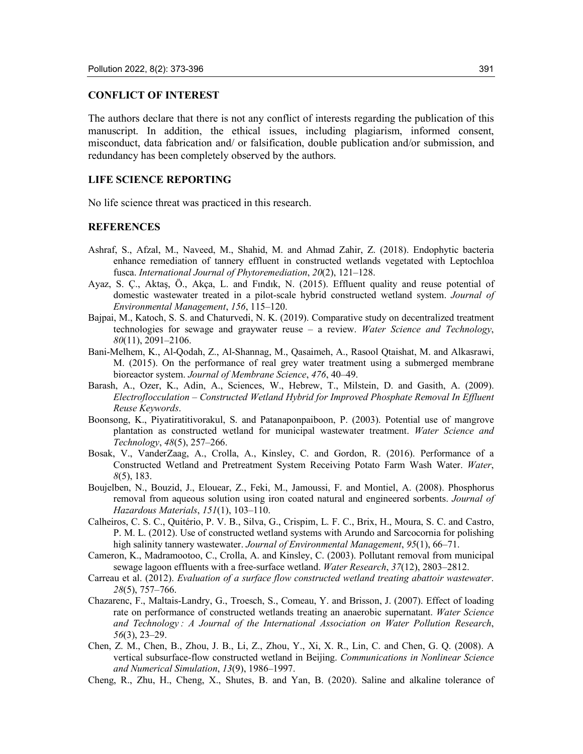## CONFLICT OF INTEREST

The authors declare that there is not any conflict of interests regarding the publication of this manuscript. In addition, the ethical issues, including plagiarism, informed consent, misconduct, data fabrication and/ or falsification, double publication and/or submission, and redundancy has been completely observed by the authors.

## LIFE SCIENCE REPORTING

No life science threat was practiced in this research.

## REFERENCES

Ashraf, S., Afzal, M., Naveed, M., Shahid, M. and Ahmad Zahir, Z. (2018). Endophytic bacteria enhance remediation of tannery effluent in constructed wetlands vegetated with Leptochloa fusca. *International Journal of Phytoremediation*, *20*(2), 121–128.

Ayaz, S. Ç., Aktaş, Ö., Akça, L. and Fındık, N. (2015). Effluent quality and reuse potential of domestic wastewater treated in a pilot-scale hybrid constructed wetland system. *Journal of Environmental Management*, *156*, 115–120.

Bajpai, M., Katoch, S. S. and Chaturvedi, N. K. (2019). Comparative study on decentralized treatment technologies for sewage and graywater reuse – a review. *Water Science and Technology*, *80*(11), 2091–2106.

Bani-Melhem, K., Al-Qodah, Z., Al-Shannag, M., Qasaimeh, A., Rasool Qtaishat, M. and Alkasrawi, M. (2015). On the performance of real grey water treatment using a submerged membrane bioreactor system. *Journal of Membrane Science*, *476*, 40–49.

Barash, A., Ozer, K., Adin, A., Sciences, W., Hebrew, T., Milstein, D. and Gasith, A. (2009). *Electroflocculation – Constructed Wetland Hybrid for Improved Phosphate Removal In Effluent Reuse Keywords*.

Boonsong, K., Piyatiratitivorakul, S. and Patanaponpaiboon, P. (2003). Potential use of mangrove plantation as constructed wetland for municipal wastewater treatment. *Water Science and Technology*, *48*(5), 257–266.

Bosak, V., VanderZaag, A., Crolla, A., Kinsley, C. and Gordon, R. (2016). Performance of a Constructed Wetland and Pretreatment System Receiving Potato Farm Wash Water. *Water*, *8*(5), 183.

Boujelben, N., Bouzid, J., Elouear, Z., Feki, M., Jamoussi, F. and Montiel, A. (2008). Phosphorus removal from aqueous solution using iron coated natural and engineered sorbents. *Journal of Hazardous Materials*, *151*(1), 103–110.

Calheiros, C. S. C., Quitério, P. V. B., Silva, G., Crispim, L. F. C., Brix, H., Moura, S. C. and Castro, P. M. L. (2012). Use of constructed wetland systems with Arundo and Sarcocornia for polishing high salinity tannery wastewater. *Journal of Environmental Management*, *95*(1), 66–71.

Cameron, K., Madramootoo, C., Crolla, A. and Kinsley, C. (2003). Pollutant removal from municipal sewage lagoon effluents with a free-surface wetland. *Water Research*, *37*(12), 2803–2812.

Carreau et al. (2012). *Evaluation of a surface flow constructed wetland treating abattoir wastewater*. *28*(5), 757–766.

Chazarenc, F., Maltais-Landry, G., Troesch, S., Comeau, Y. and Brisson, J. (2007). Effect of loading rate on performance of constructed wetlands treating an anaerobic supernatant. *Water Science and Technology : A Journal of the International Association on Water Pollution Research*, *56*(3), 23–29.

Chen, Z. M., Chen, B., Zhou, J. B., Li, Z., Zhou, Y., Xi, X. R., Lin, C. and Chen, G. Q. (2008). A vertical subsurface-flow constructed wetland in Beijing. *Communications in Nonlinear Science and Numerical Simulation*, *13*(9), 1986–1997.

Cheng, R., Zhu, H., Cheng, X., Shutes, B. and Yan, B. (2020). Saline and alkaline tolerance of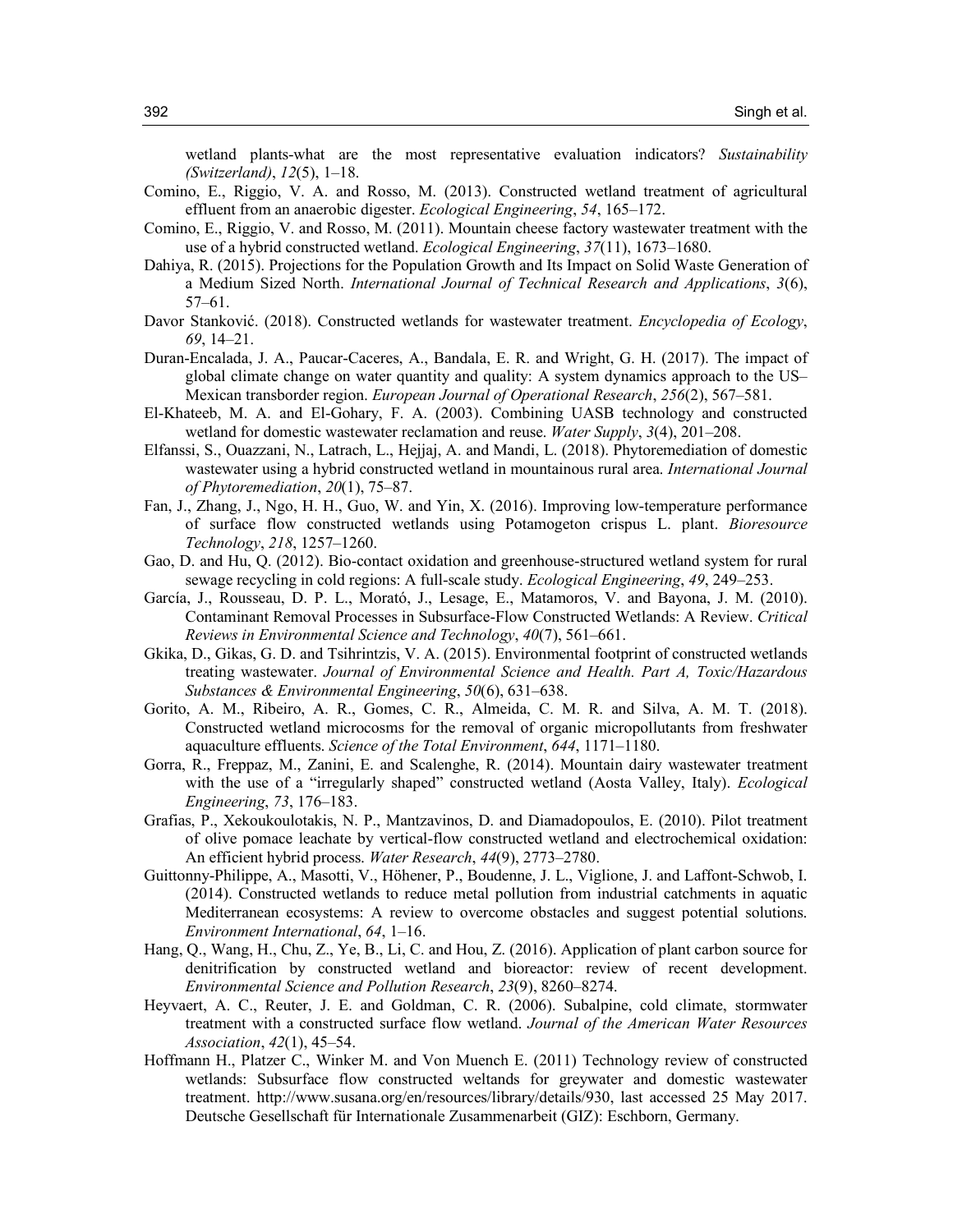wetland plants-what are the most representative evaluation indicators? *Sustainability (Switzerland)*, *12*(5), 1–18.

Comino, E., Riggio, V. A. and Rosso, M. (2013). Constructed wetland treatment of agricultural effluent from an anaerobic digester. *Ecological Engineering*, *54*, 165–172.

Comino, E., Riggio, V. and Rosso, M. (2011). Mountain cheese factory wastewater treatment with the use of a hybrid constructed wetland. *Ecological Engineering*, *37*(11), 1673–1680.

Dahiya, R. (2015). Projections for the Population Growth and Its Impact on Solid Waste Generation of a Medium Sized North. *International Journal of Technical Research and Applications*, *3*(6), 57–61.

Davor Stanković. (2018). Constructed wetlands for wastewater treatment. *Encyclopedia of Ecology*, *69*, 14–21.

Duran-Encalada, J. A., Paucar-Caceres, A., Bandala, E. R. and Wright, G. H. (2017). The impact of global climate change on water quantity and quality: A system dynamics approach to the US–Mexican transborder region. *European Journal of Operational Research*, *256*(2), 567–581.

El-Khateeb, M. A. and El-Gohary, F. A. (2003). Combining UASB technology and constructed wetland for domestic wastewater reclamation and reuse. *Water Supply*, *3*(4), 201–208.

Elfanssi, S., Ouazzani, N., Latrach, L., Hejjaj, A. and Mandi, L. (2018). Phytoremediation of domestic wastewater using a hybrid constructed wetland in mountainous rural area. *International Journal of Phytoremediation*, *20*(1), 75–87.

Fan, J., Zhang, J., Ngo, H. H., Guo, W. and Yin, X. (2016). Improving low-temperature performance of surface flow constructed wetlands using Potamogeton crispus L. plant. *Bioresource Technology*, *218*, 1257–1260.

Gao, D. and Hu, Q. (2012). Bio-contact oxidation and greenhouse-structured wetland system for rural sewage recycling in cold regions: A full-scale study. *Ecological Engineering*, *49*, 249–253.

García, J., Rousseau, D. P. L., Morató, J., Lesage, E., Matamoros, V. and Bayona, J. M. (2010). Contaminant Removal Processes in Subsurface-Flow Constructed Wetlands: A Review. *Critical Reviews in Environmental Science and Technology*, *40*(7), 561–661.

Gkika, D., Gikas, G. D. and Tsihrintzis, V. A. (2015). Environmental footprint of constructed wetlands treating wastewater. *Journal of Environmental Science and Health. Part A, Toxic/Hazardous Substances & Environmental Engineering*, *50*(6), 631–638.

Gorito, A. M., Ribeiro, A. R., Gomes, C. R., Almeida, C. M. R. and Silva, A. M. T. (2018). Constructed wetland microcosms for the removal of organic micropollutants from freshwater aquaculture effluents. *Science of the Total Environment*, *644*, 1171–1180.

Gorra, R., Freppaz, M., Zanini, E. and Scalenghe, R. (2014). Mountain dairy wastewater treatment with the use of a "irregularly shaped" constructed wetland (Aosta Valley, Italy). *Ecological Engineering*, *73*, 176–183.

Grafias, P., Xekoukoulotakis, N. P., Mantzavinos, D. and Diamadopoulos, E. (2010). Pilot treatment of olive pomace leachate by vertical-flow constructed wetland and electrochemical oxidation: An efficient hybrid process. *Water Research*, *44*(9), 2773–2780.

Guittonny-Philippe, A., Masotti, V., Höhener, P., Boudenne, J. L., Viglione, J. and Laffont-Schwob, I. (2014). Constructed wetlands to reduce metal pollution from industrial catchments in aquatic Mediterranean ecosystems: A review to overcome obstacles and suggest potential solutions. *Environment International*, *64*, 1–16.

Hang, Q., Wang, H., Chu, Z., Ye, B., Li, C. and Hou, Z. (2016). Application of plant carbon source for denitrification by constructed wetland and bioreactor: review of recent development. *Environmental Science and Pollution Research*, *23*(9), 8260–8274.

Heyvaert, A. C., Reuter, J. E. and Goldman, C. R. (2006). Subalpine, cold climate, stormwater treatment with a constructed surface flow wetland. *Journal of the American Water Resources Association*, *42*(1), 45–54.

Hoffmann H., Platzer C., Winker M. and Von Muench E. (2011) Technology review of constructed wetlands: Subsurface flow constructed weltands for greywater and domestic wastewater treatment. http://www.susana.org/en/resources/library/details/930, last accessed 25 May 2017. Deutsche Gesellschaft für Internationale Zusammenarbeit (GIZ): Eschborn, Germany.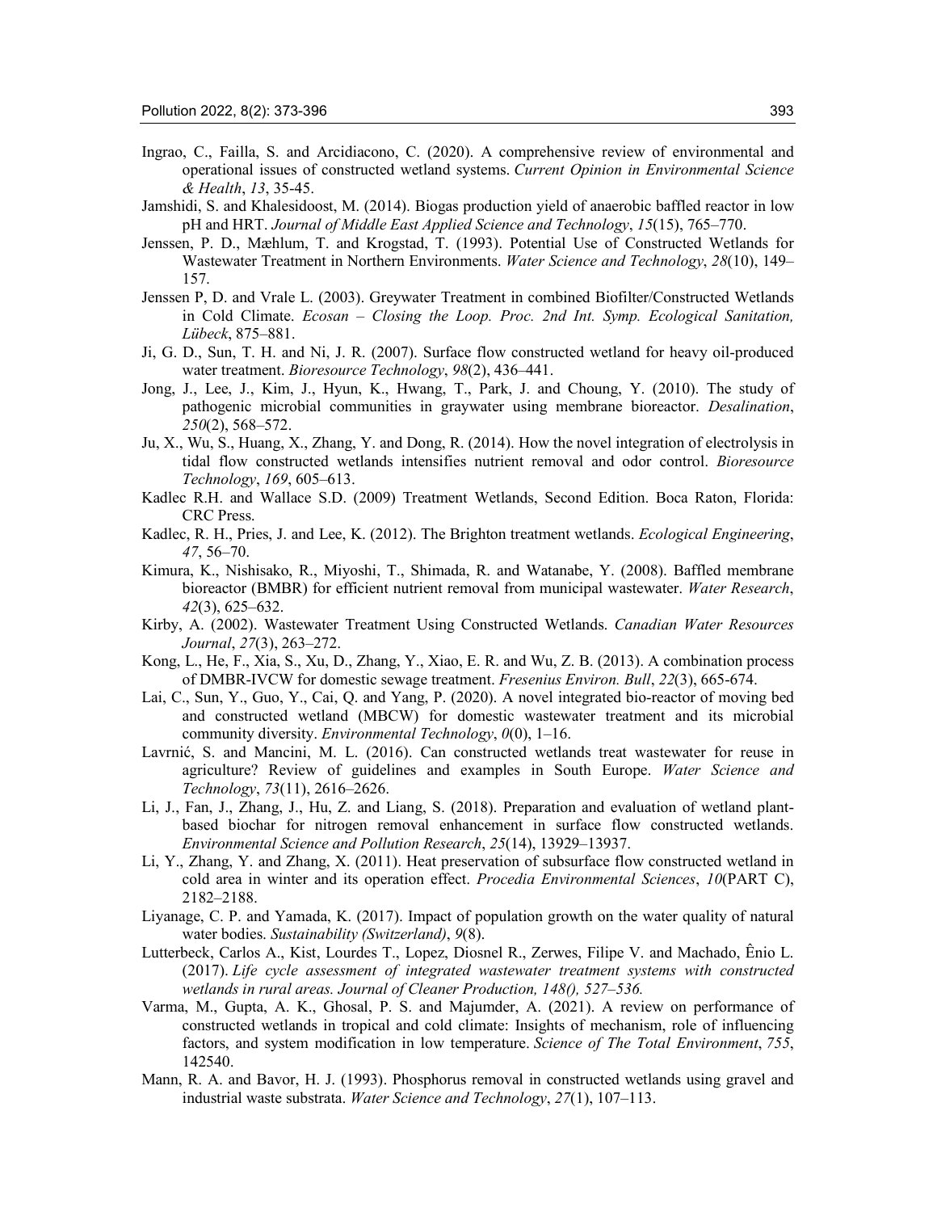Ingrao, C., Failla, S. and Arcidiacono, C. (2020). A comprehensive review of environmental and operational issues of constructed wetland systems. *Current Opinion in Environmental Science & Health*, *13*, 35-45.

Jamshidi, S. and Khalesidoost, M. (2014). Biogas production yield of anaerobic baffled reactor in low pH and HRT. *Journal of Middle East Applied Science and Technology*, *15*(15), 765–770.

Jenssen, P. D., Mæhlum, T. and Krogstad, T. (1993). Potential Use of Constructed Wetlands for Wastewater Treatment in Northern Environments. *Water Science and Technology*, *28*(10), 149–157.

Jenssen P, D. and Vrale L. (2003). Greywater Treatment in combined Biofilter/Constructed Wetlands in Cold Climate. *Ecosan – Closing the Loop. Proc. 2nd Int. Symp. Ecological Sanitation, Lübeck*, 875–881.

Ji, G. D., Sun, T. H. and Ni, J. R. (2007). Surface flow constructed wetland for heavy oil-produced water treatment. *Bioresource Technology*, *98*(2), 436–441.

Jong, J., Lee, J., Kim, J., Hyun, K., Hwang, T., Park, J. and Choung, Y. (2010). The study of pathogenic microbial communities in graywater using membrane bioreactor. *Desalination*, *250*(2), 568–572.

Ju, X., Wu, S., Huang, X., Zhang, Y. and Dong, R. (2014). How the novel integration of electrolysis in tidal flow constructed wetlands intensifies nutrient removal and odor control. *Bioresource Technology*, *169*, 605–613.

Kadlec R.H. and Wallace S.D. (2009) Treatment Wetlands, Second Edition. Boca Raton, Florida: CRC Press.

Kadlec, R. H., Pries, J. and Lee, K. (2012). The Brighton treatment wetlands. *Ecological Engineering*, *47*, 56–70.

Kimura, K., Nishisako, R., Miyoshi, T., Shimada, R. and Watanabe, Y. (2008). Baffled membrane bioreactor (BMBR) for efficient nutrient removal from municipal wastewater. *Water Research*, *42*(3), 625–632.

Kirby, A. (2002). Wastewater Treatment Using Constructed Wetlands. *Canadian Water Resources Journal*, *27*(3), 263–272.

Kong, L., He, F., Xia, S., Xu, D., Zhang, Y., Xiao, E. R. and Wu, Z. B. (2013). A combination process of DMBR-IVCW for domestic sewage treatment. *Fresenius Environ. Bull*, *22*(3), 665-674.

Lai, C., Sun, Y., Guo, Y., Cai, Q. and Yang, P. (2020). A novel integrated bio-reactor of moving bed and constructed wetland (MBCW) for domestic wastewater treatment and its microbial community diversity. *Environmental Technology*, *0*(0), 1–16.

Lavrnić, S. and Mancini, M. L. (2016). Can constructed wetlands treat wastewater for reuse in agriculture? Review of guidelines and examples in South Europe. *Water Science and Technology*, *73*(11), 2616–2626.

Li, J., Fan, J., Zhang, J., Hu, Z. and Liang, S. (2018). Preparation and evaluation of wetland plant-based biochar for nitrogen removal enhancement in surface flow constructed wetlands. *Environmental Science and Pollution Research*, *25*(14), 13929–13937.

Li, Y., Zhang, Y. and Zhang, X. (2011). Heat preservation of subsurface flow constructed wetland in cold area in winter and its operation effect. *Procedia Environmental Sciences*, *10*(PART C), 2182–2188.

Liyanage, C. P. and Yamada, K. (2017). Impact of population growth on the water quality of natural water bodies. *Sustainability (Switzerland)*, *9*(8).

Lutterbeck, Carlos A., Kist, Lourdes T., Lopez, Diosnel R., Zerwes, Filipe V. and Machado, Ênio L. (2017). *Life cycle assessment of integrated wastewater treatment systems with constructed wetlands in rural areas. Journal of Cleaner Production, 148(), 527–536.*

Varma, M., Gupta, A. K., Ghosal, P. S. and Majumder, A. (2021). A review on performance of constructed wetlands in tropical and cold climate: Insights of mechanism, role of influencing factors, and system modification in low temperature. *Science of The Total Environment*, *755*, 142540.

Mann, R. A. and Bavor, H. J. (1993). Phosphorus removal in constructed wetlands using gravel and industrial waste substrata. *Water Science and Technology*, *27*(1), 107–113.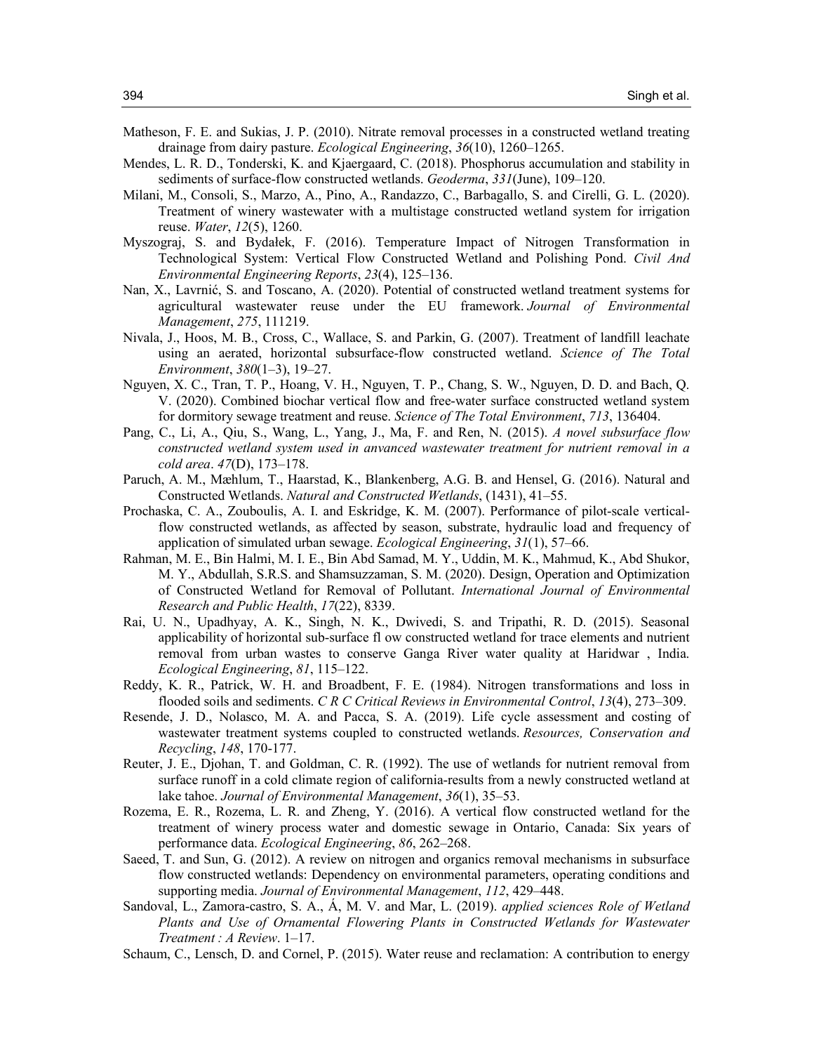Matheson, F. E. and Sukias, J. P. (2010). Nitrate removal processes in a constructed wetland treating drainage from dairy pasture. *Ecological Engineering*, *36*(10), 1260–1265.

Mendes, L. R. D., Tonderski, K. and Kjaergaard, C. (2018). Phosphorus accumulation and stability in sediments of surface-flow constructed wetlands. *Geoderma*, *331*(June), 109–120.

Milani, M., Consoli, S., Marzo, A., Pino, A., Randazzo, C., Barbagallo, S. and Cirelli, G. L. (2020). Treatment of winery wastewater with a multistage constructed wetland system for irrigation reuse. *Water*, *12*(5), 1260.

Myszograj, S. and Bydałek, F. (2016). Temperature Impact of Nitrogen Transformation in Technological System: Vertical Flow Constructed Wetland and Polishing Pond. *Civil And Environmental Engineering Reports*, *23*(4), 125–136.

Nan, X., Lavrnić, S. and Toscano, A. (2020). Potential of constructed wetland treatment systems for agricultural wastewater reuse under the EU framework. *Journal of Environmental Management*, *275*, 111219.

Nivala, J., Hoos, M. B., Cross, C., Wallace, S. and Parkin, G. (2007). Treatment of landfill leachate using an aerated, horizontal subsurface-flow constructed wetland. *Science of The Total Environment*, *380*(1–3), 19–27.

Nguyen, X. C., Tran, T. P., Hoang, V. H., Nguyen, T. P., Chang, S. W., Nguyen, D. D. and Bach, Q. V. (2020). Combined biochar vertical flow and free-water surface constructed wetland system for dormitory sewage treatment and reuse. *Science of The Total Environment*, *713*, 136404.

Pang, C., Li, A., Qiu, S., Wang, L., Yang, J., Ma, F. and Ren, N. (2015). *A novel subsurface flow constructed wetland system used in anvanced wastewater treatment for nutrient removal in a cold area*. *47*(D), 173–178.

Paruch, A. M., Mæhlum, T., Haarstad, K., Blankenberg, A.G. B. and Hensel, G. (2016). Natural and Constructed Wetlands. *Natural and Constructed Wetlands*, (1431), 41–55.

Prochaska, C. A., Zouboulis, A. I. and Eskridge, K. M. (2007). Performance of pilot-scale vertical-flow constructed wetlands, as affected by season, substrate, hydraulic load and frequency of application of simulated urban sewage. *Ecological Engineering*, *31*(1), 57–66.

Rahman, M. E., Bin Halmi, M. I. E., Bin Abd Samad, M. Y., Uddin, M. K., Mahmud, K., Abd Shukor, M. Y., Abdullah, S.R.S. and Shamsuzzaman, S. M. (2020). Design, Operation and Optimization of Constructed Wetland for Removal of Pollutant. *International Journal of Environmental Research and Public Health*, *17*(22), 8339.

Rai, U. N., Upadhyay, A. K., Singh, N. K., Dwivedi, S. and Tripathi, R. D. (2015). Seasonal applicability of horizontal sub-surface fl ow constructed wetland for trace elements and nutrient removal from urban wastes to conserve Ganga River water quality at Haridwar , India. *Ecological Engineering*, *81*, 115–122.

Reddy, K. R., Patrick, W. H. and Broadbent, F. E. (1984). Nitrogen transformations and loss in flooded soils and sediments. *C R C Critical Reviews in Environmental Control*, *13*(4), 273–309.

Resende, J. D., Nolasco, M. A. and Pacca, S. A. (2019). Life cycle assessment and costing of wastewater treatment systems coupled to constructed wetlands. *Resources, Conservation and Recycling*, *148*, 170-177.

Reuter, J. E., Djohan, T. and Goldman, C. R. (1992). The use of wetlands for nutrient removal from surface runoff in a cold climate region of california-results from a newly constructed wetland at lake tahoe. *Journal of Environmental Management*, *36*(1), 35–53.

Rozema, E. R., Rozema, L. R. and Zheng, Y. (2016). A vertical flow constructed wetland for the treatment of winery process water and domestic sewage in Ontario, Canada: Six years of performance data. *Ecological Engineering*, *86*, 262–268.

Saeed, T. and Sun, G. (2012). A review on nitrogen and organics removal mechanisms in subsurface flow constructed wetlands: Dependency on environmental parameters, operating conditions and supporting media. *Journal of Environmental Management*, *112*, 429–448.

Sandoval, L., Zamora-castro, S. A., Á, M. V. and Mar, L. (2019). *applied sciences Role of Wetland Plants and Use of Ornamental Flowering Plants in Constructed Wetlands for Wastewater Treatment : A Review*. 1–17.

Schaum, C., Lensch, D. and Cornel, P. (2015). Water reuse and reclamation: A contribution to energy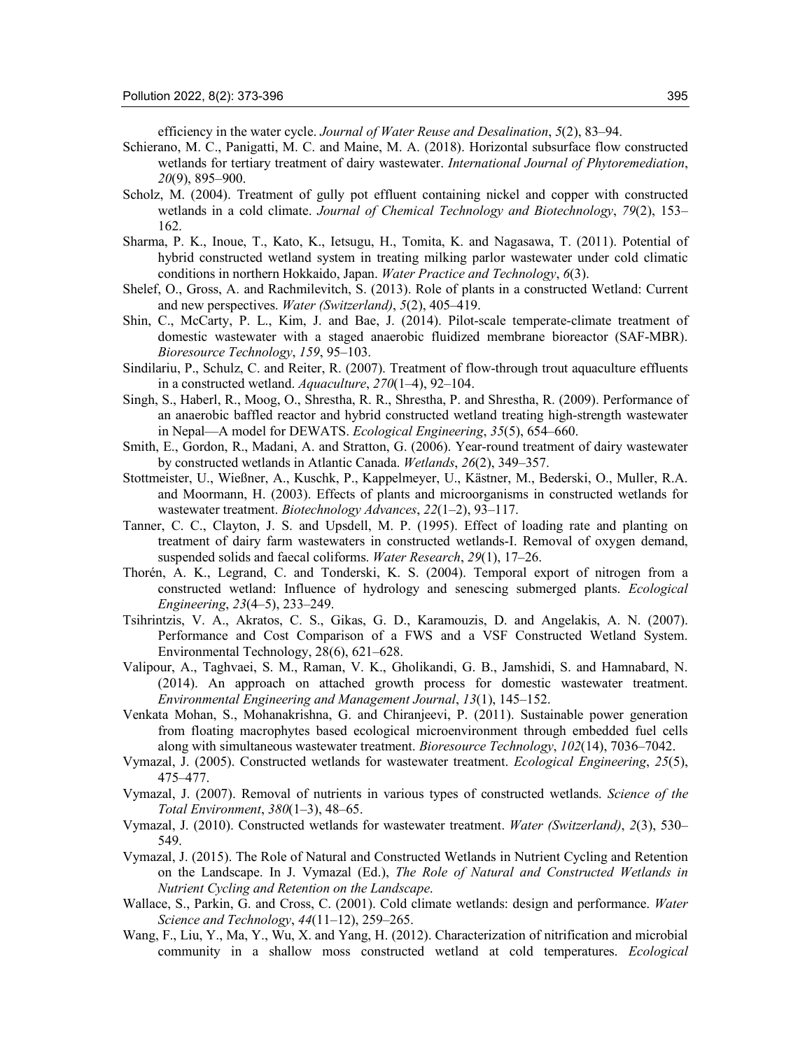efficiency in the water cycle. *Journal of Water Reuse and Desalination*, *5*(2), 83–94.

Schierano, M. C., Panigatti, M. C. and Maine, M. A. (2018). Horizontal subsurface flow constructed wetlands for tertiary treatment of dairy wastewater. *International Journal of Phytoremediation*, *20*(9), 895–900.

Scholz, M. (2004). Treatment of gully pot effluent containing nickel and copper with constructed wetlands in a cold climate. *Journal of Chemical Technology and Biotechnology*, *79*(2), 153–162.

Sharma, P. K., Inoue, T., Kato, K., Ietsugu, H., Tomita, K. and Nagasawa, T. (2011). Potential of hybrid constructed wetland system in treating milking parlor wastewater under cold climatic conditions in northern Hokkaido, Japan. *Water Practice and Technology*, *6*(3).

Shelef, O., Gross, A. and Rachmilevitch, S. (2013). Role of plants in a constructed Wetland: Current and new perspectives. *Water (Switzerland)*, *5*(2), 405–419.

Shin, C., McCarty, P. L., Kim, J. and Bae, J. (2014). Pilot-scale temperate-climate treatment of domestic wastewater with a staged anaerobic fluidized membrane bioreactor (SAF-MBR). *Bioresource Technology*, *159*, 95–103.

Sindilariu, P., Schulz, C. and Reiter, R. (2007). Treatment of flow-through trout aquaculture effluents in a constructed wetland. *Aquaculture*, *270*(1–4), 92–104.

Singh, S., Haberl, R., Moog, O., Shrestha, R. R., Shrestha, P. and Shrestha, R. (2009). Performance of an anaerobic baffled reactor and hybrid constructed wetland treating high-strength wastewater in Nepal—A model for DEWATS. *Ecological Engineering*, *35*(5), 654–660.

Smith, E., Gordon, R., Madani, A. and Stratton, G. (2006). Year-round treatment of dairy wastewater by constructed wetlands in Atlantic Canada. *Wetlands*, *26*(2), 349–357.

Stottmeister, U., Wießner, A., Kuschk, P., Kappelmeyer, U., Kästner, M., Bederski, O., Muller, R.A. and Moormann, H. (2003). Effects of plants and microorganisms in constructed wetlands for wastewater treatment. *Biotechnology Advances*, *22*(1–2), 93–117.

Tanner, C. C., Clayton, J. S. and Upsdell, M. P. (1995). Effect of loading rate and planting on treatment of dairy farm wastewaters in constructed wetlands-I. Removal of oxygen demand, suspended solids and faecal coliforms. *Water Research*, *29*(1), 17–26.

Thorén, A. K., Legrand, C. and Tonderski, K. S. (2004). Temporal export of nitrogen from a constructed wetland: Influence of hydrology and senescing submerged plants. *Ecological Engineering*, *23*(4–5), 233–249.

Tsihrintzis, V. A., Akratos, C. S., Gikas, G. D., Karamouzis, D. and Angelakis, A. N. (2007). Performance and Cost Comparison of a FWS and a VSF Constructed Wetland System. Environmental Technology, 28(6), 621–628.

Valipour, A., Taghvaei, S. M., Raman, V. K., Gholikandi, G. B., Jamshidi, S. and Hamnabard, N. (2014). An approach on attached growth process for domestic wastewater treatment. *Environmental Engineering and Management Journal*, *13*(1), 145–152.

Venkata Mohan, S., Mohanakrishna, G. and Chiranjeevi, P. (2011). Sustainable power generation from floating macrophytes based ecological microenvironment through embedded fuel cells along with simultaneous wastewater treatment. *Bioresource Technology*, *102*(14), 7036–7042.

Vymazal, J. (2005). Constructed wetlands for wastewater treatment. *Ecological Engineering*, *25*(5), 475–477.

Vymazal, J. (2007). Removal of nutrients in various types of constructed wetlands. *Science of the Total Environment*, *380*(1–3), 48–65.

Vymazal, J. (2010). Constructed wetlands for wastewater treatment. *Water (Switzerland)*, *2*(3), 530–549.

Vymazal, J. (2015). The Role of Natural and Constructed Wetlands in Nutrient Cycling and Retention on the Landscape. In J. Vymazal (Ed.), *The Role of Natural and Constructed Wetlands in Nutrient Cycling and Retention on the Landscape*.

Wallace, S., Parkin, G. and Cross, C. (2001). Cold climate wetlands: design and performance. *Water Science and Technology*, *44*(11–12), 259–265.

Wang, F., Liu, Y., Ma, Y., Wu, X. and Yang, H. (2012). Characterization of nitrification and microbial community in a shallow moss constructed wetland at cold temperatures. *Ecological*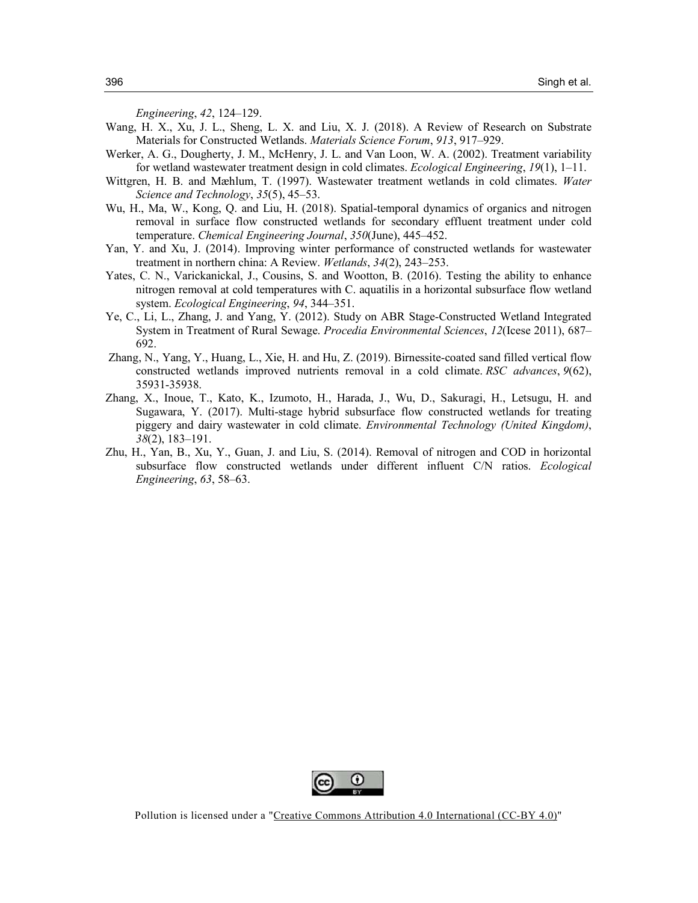*Engineering*, *42*, 124–129.

Wang, H. X., Xu, J. L., Sheng, L. X. and Liu, X. J. (2018). A Review of Research on Substrate Materials for Constructed Wetlands. *Materials Science Forum*, *913*, 917–929.

Werker, A. G., Dougherty, J. M., McHenry, J. L. and Van Loon, W. A. (2002). Treatment variability for wetland wastewater treatment design in cold climates. *Ecological Engineering*, *19*(1), 1–11.

Wittgren, H. B. and Mæhlum, T. (1997). Wastewater treatment wetlands in cold climates. *Water Science and Technology*, *35*(5), 45–53.

Wu, H., Ma, W., Kong, Q. and Liu, H. (2018). Spatial-temporal dynamics of organics and nitrogen removal in surface flow constructed wetlands for secondary effluent treatment under cold temperature. *Chemical Engineering Journal*, *350*(June), 445–452.

Yan, Y. and Xu, J. (2014). Improving winter performance of constructed wetlands for wastewater treatment in northern china: A Review. *Wetlands*, *34*(2), 243–253.

Yates, C. N., Varickanickal, J., Cousins, S. and Wootton, B. (2016). Testing the ability to enhance nitrogen removal at cold temperatures with C. aquatilis in a horizontal subsurface flow wetland system. *Ecological Engineering*, *94*, 344–351.

Ye, C., Li, L., Zhang, J. and Yang, Y. (2012). Study on ABR Stage-Constructed Wetland Integrated System in Treatment of Rural Sewage. *Procedia Environmental Sciences*, *12*(Icese 2011), 687–692.

Zhang, N., Yang, Y., Huang, L., Xie, H. and Hu, Z. (2019). Birnessite-coated sand filled vertical flow constructed wetlands improved nutrients removal in a cold climate. *RSC advances*, *9*(62), 35931-35938.

Zhang, X., Inoue, T., Kato, K., Izumoto, H., Harada, J., Wu, D., Sakuragi, H., Letsugu, H. and Sugawara, Y. (2017). Multi-stage hybrid subsurface flow constructed wetlands for treating piggery and dairy wastewater in cold climate. *Environmental Technology (United Kingdom)*, *38*(2), 183–191.

Zhu, H., Yan, B., Xu, Y., Guan, J. and Liu, S. (2014). Removal of nitrogen and COD in horizontal subsurface flow constructed wetlands under different influent C/N ratios. *Ecological Engineering*, *63*, 58–63.

Pollution is licensed under a "Creative Commons Attribution 4.0 International (CC-BY 4.0)"